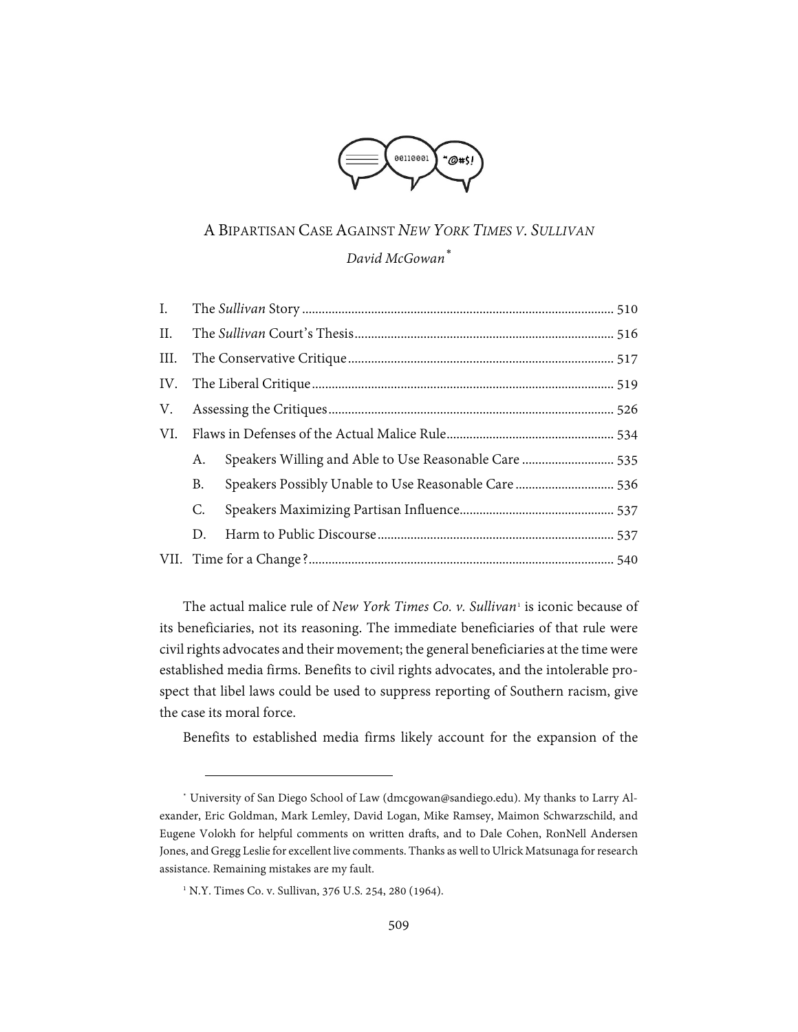# A BIPARTISAN CASE AGAINST *NEW YORK TIMES V. SULLIVAN*

*David McGowan*[*]

| | | |
|---|---|---|
| I. | The *Sullivan* Story | 510 |
| II. | The *Sullivan* Court's Thesis | 516 |
| III. | The Conservative Critique | 517 |
| IV. | The Liberal Critique | 519 |
| V. | Assessing the Critiques | 526 |
| VI. | Flaws in Defenses of the Actual Malice Rule | 534 |
| | A. Speakers Willing and Able to Use Reasonable Care | 535 |
| | B. Speakers Possibly Unable to Use Reasonable Care | 536 |
| | C. Speakers Maximizing Partisan Influence | 537 |
| | D. Harm to Public Discourse | 537 |
| VII. | Time for a Change? | 540 |

The actual malice rule of *New York Times Co. v. Sullivan*[1] is iconic because of its beneficiaries, not its reasoning. The immediate beneficiaries of that rule were civil rights advocates and their movement; the general beneficiaries at the time were established media firms. Benefits to civil rights advocates, and the intolerable prospect that libel laws could be used to suppress reporting of Southern racism, give the case its moral force.

Benefits to established media firms likely account for the expansion of the

---

[*] University of San Diego School of Law (dmcgowan@sandiego.edu). My thanks to Larry Alexander, Eric Goldman, Mark Lemley, David Logan, Mike Ramsey, Maimon Schwarzschild, and Eugene Volokh for helpful comments on written drafts, and to Dale Cohen, RonNell Andersen Jones, and Gregg Leslie for excellent live comments. Thanks as well to Ulrick Matsunaga for research assistance. Remaining mistakes are my fault.

[1] N.Y. Times Co. v. Sullivan, 376 U.S. 254, 280 (1964).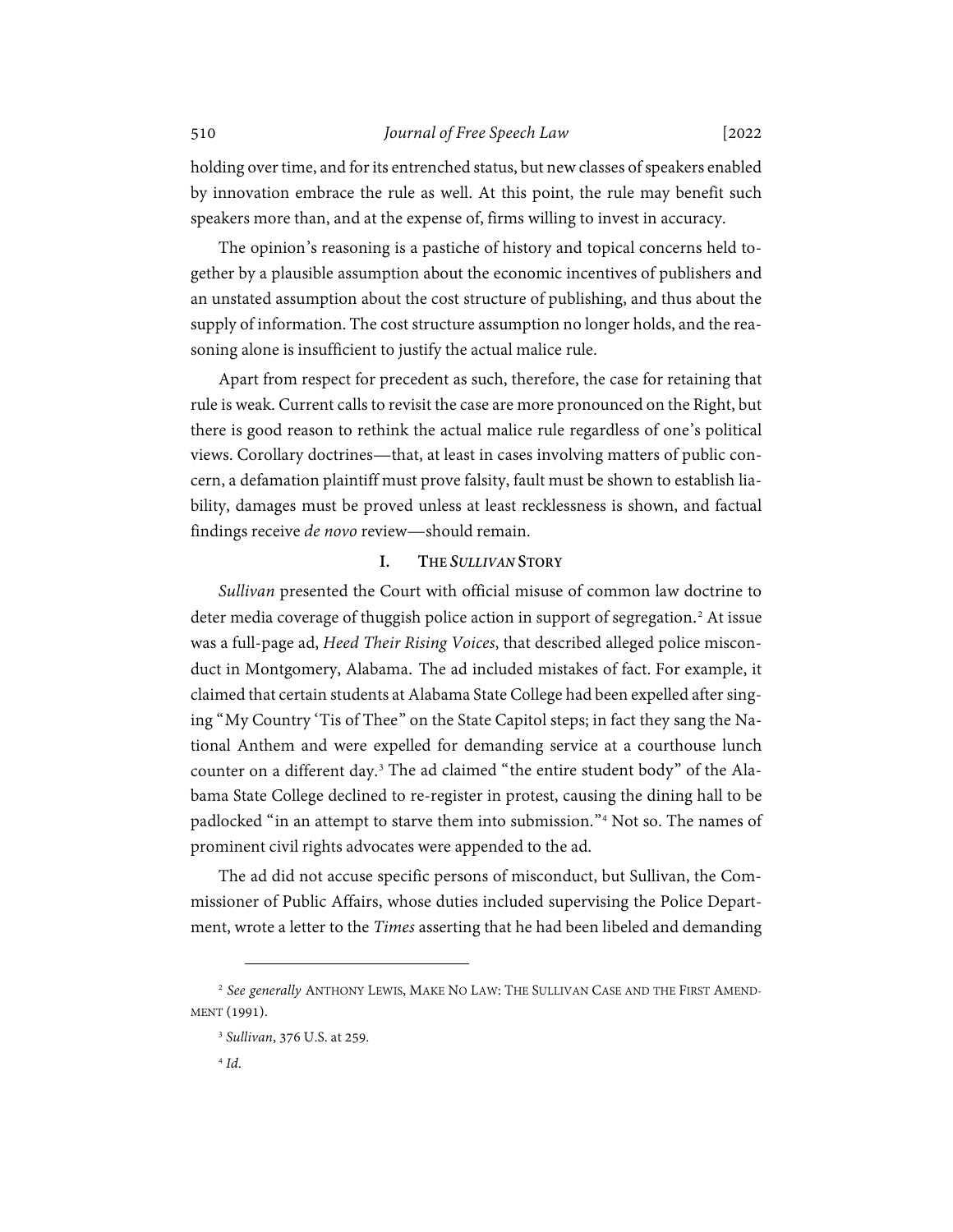holding over time, and for its entrenched status, but new classes of speakers enabled by innovation embrace the rule as well. At this point, the rule may benefit such speakers more than, and at the expense of, firms willing to invest in accuracy.

The opinion's reasoning is a pastiche of history and topical concerns held together by a plausible assumption about the economic incentives of publishers and an unstated assumption about the cost structure of publishing, and thus about the supply of information. The cost structure assumption no longer holds, and the reasoning alone is insufficient to justify the actual malice rule.

Apart from respect for precedent as such, therefore, the case for retaining that rule is weak. Current calls to revisit the case are more pronounced on the Right, but there is good reason to rethink the actual malice rule regardless of one's political views. Corollary doctrines—that, at least in cases involving matters of public concern, a defamation plaintiff must prove falsity, fault must be shown to establish liability, damages must be proved unless at least recklessness is shown, and factual findings receive *de novo* review—should remain.

## I. THE *SULLIVAN* STORY

*Sullivan* presented the Court with official misuse of common law doctrine to deter media coverage of thuggish police action in support of segregation.[2] At issue was a full-page ad, *Heed Their Rising Voices*, that described alleged police misconduct in Montgomery, Alabama. The ad included mistakes of fact. For example, it claimed that certain students at Alabama State College had been expelled after singing "My Country 'Tis of Thee" on the State Capitol steps; in fact they sang the National Anthem and were expelled for demanding service at a courthouse lunch counter on a different day.[3] The ad claimed "the entire student body" of the Alabama State College declined to re-register in protest, causing the dining hall to be padlocked "in an attempt to starve them into submission."[4] Not so. The names of prominent civil rights advocates were appended to the ad.

The ad did not accuse specific persons of misconduct, but Sullivan, the Commissioner of Public Affairs, whose duties included supervising the Police Department, wrote a letter to the *Times* asserting that he had been libeled and demanding

---

[2] *See generally* ANTHONY LEWIS, MAKE NO LAW: THE SULLIVAN CASE AND THE FIRST AMENDMENT (1991).

[3] *Sullivan*, 376 U.S. at 259.

[4] *Id.*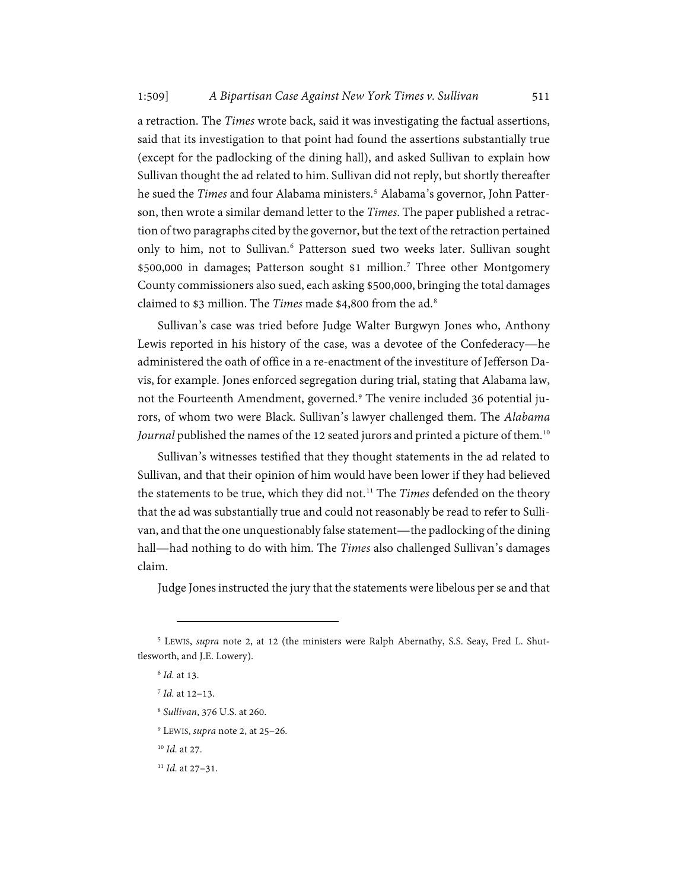a retraction. The *Times* wrote back, said it was investigating the factual assertions, said that its investigation to that point had found the assertions substantially true (except for the padlocking of the dining hall), and asked Sullivan to explain how Sullivan thought the ad related to him. Sullivan did not reply, but shortly thereafter he sued the *Times* and four Alabama ministers.[5] Alabama's governor, John Patterson, then wrote a similar demand letter to the *Times*. The paper published a retraction of two paragraphs cited by the governor, but the text of the retraction pertained only to him, not to Sullivan.[6] Patterson sued two weeks later. Sullivan sought $500,000 in damages; Patterson sought $1 million.[7] Three other Montgomery County commissioners also sued, each asking $500,000, bringing the total damages claimed to $3 million. The *Times* made $4,800 from the ad.[8]

Sullivan's case was tried before Judge Walter Burgwyn Jones who, Anthony Lewis reported in his history of the case, was a devotee of the Confederacy—he administered the oath of office in a re-enactment of the investiture of Jefferson Davis, for example. Jones enforced segregation during trial, stating that Alabama law, not the Fourteenth Amendment, governed.[9] The venire included 36 potential jurors, of whom two were Black. Sullivan's lawyer challenged them. The *Alabama Journal* published the names of the 12 seated jurors and printed a picture of them.[10]

Sullivan's witnesses testified that they thought statements in the ad related to Sullivan, and that their opinion of him would have been lower if they had believed the statements to be true, which they did not.[11] The *Times* defended on the theory that the ad was substantially true and could not reasonably be read to refer to Sullivan, and that the one unquestionably false statement—the padlocking of the dining hall—had nothing to do with him. The *Times* also challenged Sullivan's damages claim.

Judge Jones instructed the jury that the statements were libelous per se and that

---

[5] LEWIS, *supra* note 2, at 12 (the ministers were Ralph Abernathy, S.S. Seay, Fred L. Shuttlesworth, and J.E. Lowery).

[6] *Id.* at 13.

[7] *Id.* at 12–13.

[8] *Sullivan*, 376 U.S. at 260.

[9] LEWIS, *supra* note 2, at 25–26.

[10] *Id.* at 27.

[11] *Id.* at 27–31.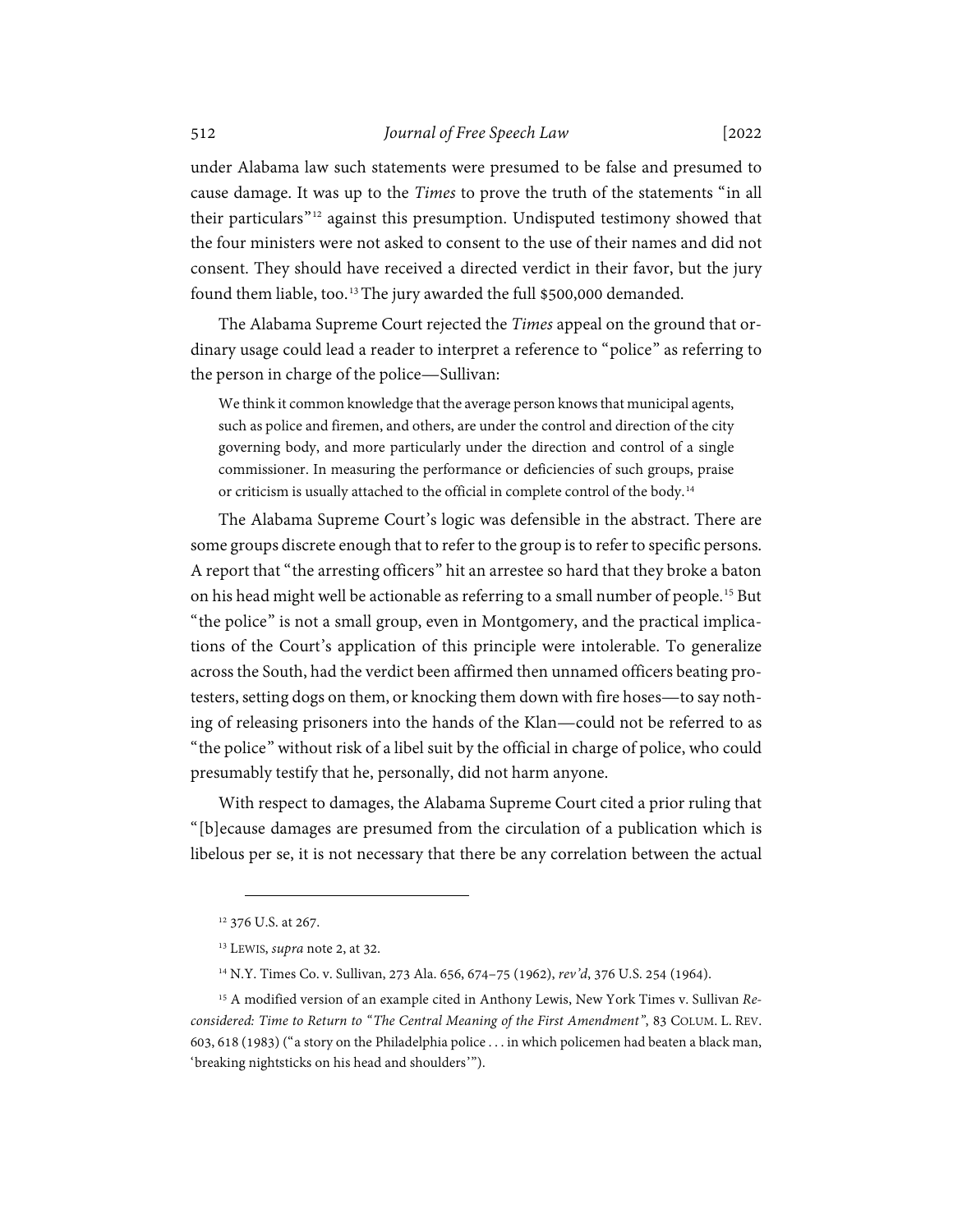under Alabama law such statements were presumed to be false and presumed to cause damage. It was up to the *Times* to prove the truth of the statements "in all their particulars"[12] against this presumption. Undisputed testimony showed that the four ministers were not asked to consent to the use of their names and did not consent. They should have received a directed verdict in their favor, but the jury found them liable, too.[13] The jury awarded the full $500,000 demanded.

The Alabama Supreme Court rejected the *Times* appeal on the ground that ordinary usage could lead a reader to interpret a reference to "police" as referring to the person in charge of the police—Sullivan:

> We think it common knowledge that the average person knows that municipal agents, such as police and firemen, and others, are under the control and direction of the city governing body, and more particularly under the direction and control of a single commissioner. In measuring the performance or deficiencies of such groups, praise or criticism is usually attached to the official in complete control of the body.[14]

The Alabama Supreme Court's logic was defensible in the abstract. There are some groups discrete enough that to refer to the group is to refer to specific persons. A report that "the arresting officers" hit an arrestee so hard that they broke a baton on his head might well be actionable as referring to a small number of people.[15] But "the police" is not a small group, even in Montgomery, and the practical implications of the Court's application of this principle were intolerable. To generalize across the South, had the verdict been affirmed then unnamed officers beating protesters, setting dogs on them, or knocking them down with fire hoses—to say nothing of releasing prisoners into the hands of the Klan—could not be referred to as "the police" without risk of a libel suit by the official in charge of police, who could presumably testify that he, personally, did not harm anyone.

With respect to damages, the Alabama Supreme Court cited a prior ruling that "[b]ecause damages are presumed from the circulation of a publication which is libelous per se, it is not necessary that there be any correlation between the actual

---

[12] 376 U.S. at 267.

[13] LEWIS, *supra* note 2, at 32.

[14] N.Y. Times Co. v. Sullivan, 273 Ala. 656, 674–75 (1962), *rev'd*, 376 U.S. 254 (1964).

[15] A modified version of an example cited in Anthony Lewis, New York Times v. Sullivan *Reconsidered: Time to Return to "The Central Meaning of the First Amendment"*, 83 COLUM. L. REV. 603, 618 (1983) ("a story on the Philadelphia police . . . in which policemen had beaten a black man, 'breaking nightsticks on his head and shoulders'").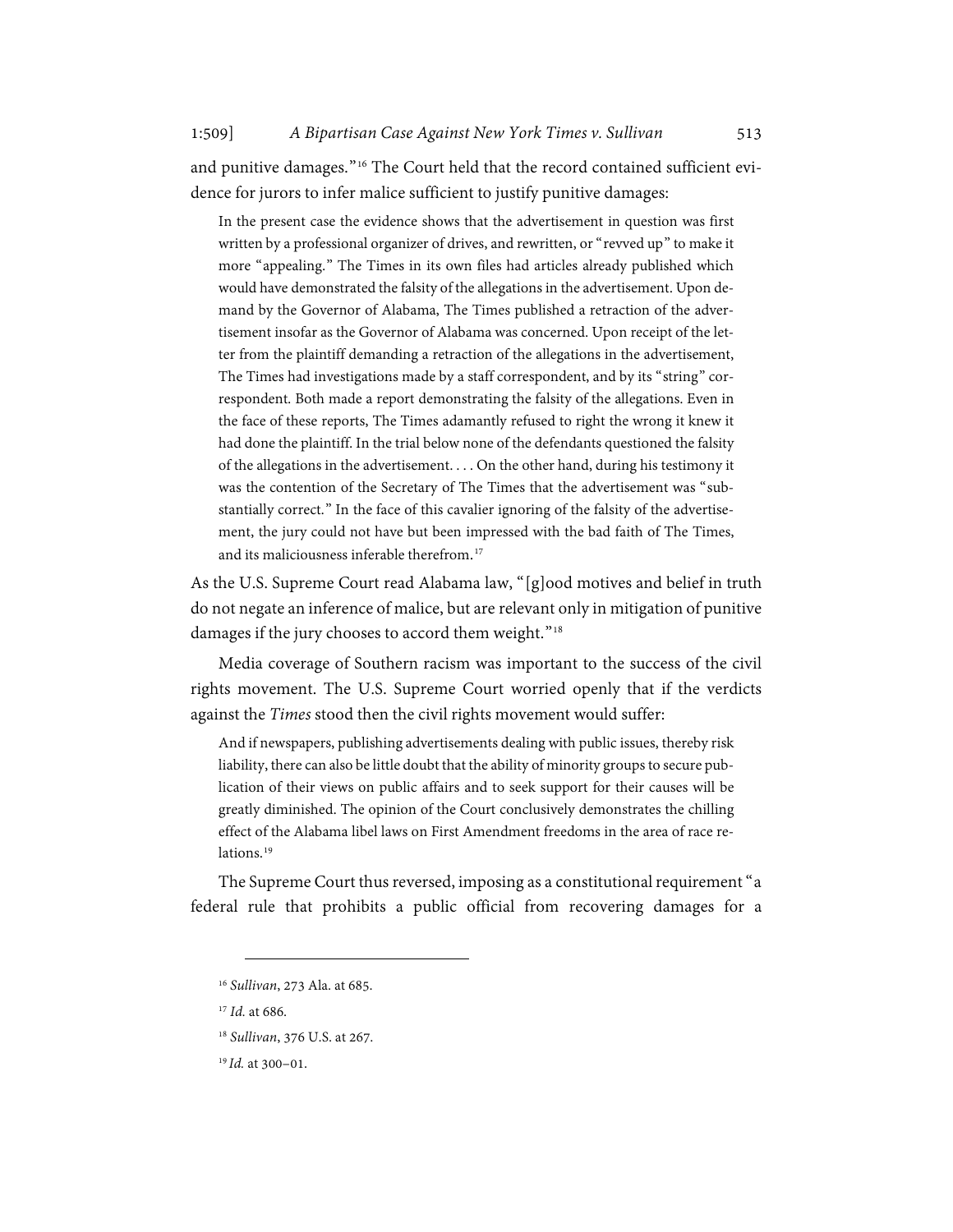and punitive damages."[16] The Court held that the record contained sufficient evidence for jurors to infer malice sufficient to justify punitive damages:

> In the present case the evidence shows that the advertisement in question was first written by a professional organizer of drives, and rewritten, or "revved up" to make it more "appealing." The Times in its own files had articles already published which would have demonstrated the falsity of the allegations in the advertisement. Upon demand by the Governor of Alabama, The Times published a retraction of the advertisement insofar as the Governor of Alabama was concerned. Upon receipt of the letter from the plaintiff demanding a retraction of the allegations in the advertisement, The Times had investigations made by a staff correspondent, and by its "string" correspondent. Both made a report demonstrating the falsity of the allegations. Even in the face of these reports, The Times adamantly refused to right the wrong it knew it had done the plaintiff. In the trial below none of the defendants questioned the falsity of the allegations in the advertisement. . . . On the other hand, during his testimony it was the contention of the Secretary of The Times that the advertisement was "substantially correct." In the face of this cavalier ignoring of the falsity of the advertisement, the jury could not have but been impressed with the bad faith of The Times, and its maliciousness inferable therefrom.[17]

As the U.S. Supreme Court read Alabama law, "[g]ood motives and belief in truth do not negate an inference of malice, but are relevant only in mitigation of punitive damages if the jury chooses to accord them weight."[18]

Media coverage of Southern racism was important to the success of the civil rights movement. The U.S. Supreme Court worried openly that if the verdicts against the *Times* stood then the civil rights movement would suffer:

> And if newspapers, publishing advertisements dealing with public issues, thereby risk liability, there can also be little doubt that the ability of minority groups to secure publication of their views on public affairs and to seek support for their causes will be greatly diminished. The opinion of the Court conclusively demonstrates the chilling effect of the Alabama libel laws on First Amendment freedoms in the area of race relations.[19]

The Supreme Court thus reversed, imposing as a constitutional requirement "a federal rule that prohibits a public official from recovering damages for a

---

[16] *Sullivan*, 273 Ala. at 685.

[17] *Id.* at 686.

[18] *Sullivan*, 376 U.S. at 267.

[19] *Id.* at 300–01.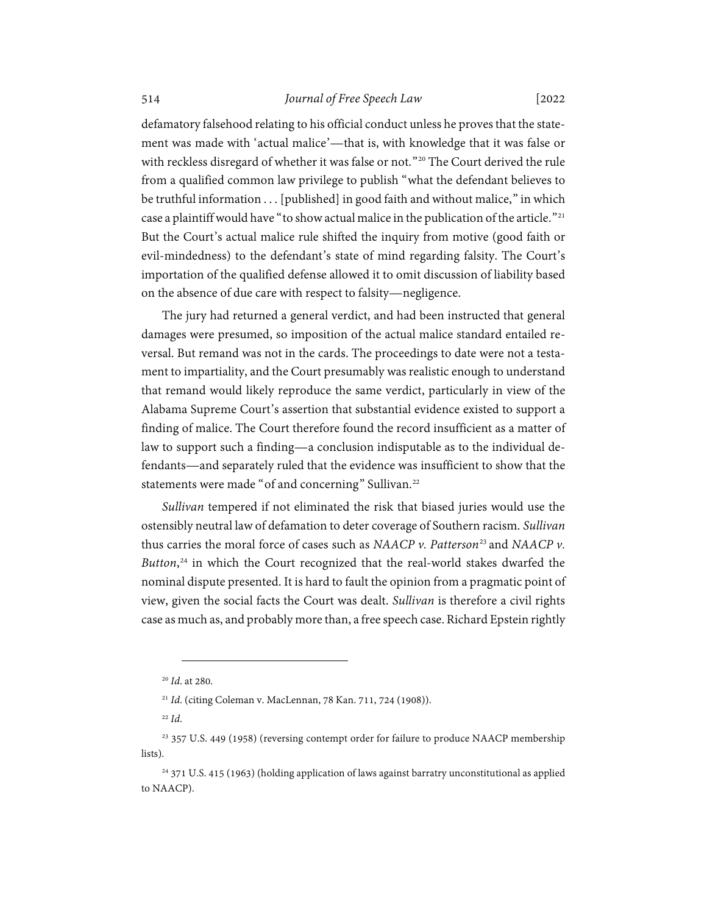defamatory falsehood relating to his official conduct unless he proves that the statement was made with 'actual malice'—that is, with knowledge that it was false or with reckless disregard of whether it was false or not."[20] The Court derived the rule from a qualified common law privilege to publish "what the defendant believes to be truthful information . . . [published] in good faith and without malice," in which case a plaintiff would have "to show actual malice in the publication of the article."[21] But the Court's actual malice rule shifted the inquiry from motive (good faith or evil-mindedness) to the defendant's state of mind regarding falsity. The Court's importation of the qualified defense allowed it to omit discussion of liability based on the absence of due care with respect to falsity—negligence.

The jury had returned a general verdict, and had been instructed that general damages were presumed, so imposition of the actual malice standard entailed reversal. But remand was not in the cards. The proceedings to date were not a testament to impartiality, and the Court presumably was realistic enough to understand that remand would likely reproduce the same verdict, particularly in view of the Alabama Supreme Court's assertion that substantial evidence existed to support a finding of malice. The Court therefore found the record insufficient as a matter of law to support such a finding—a conclusion indisputable as to the individual defendants—and separately ruled that the evidence was insufficient to show that the statements were made "of and concerning" Sullivan.[22]

*Sullivan* tempered if not eliminated the risk that biased juries would use the ostensibly neutral law of defamation to deter coverage of Southern racism. *Sullivan* thus carries the moral force of cases such as *NAACP v. Patterson*[23] and *NAACP v. Button*,[24] in which the Court recognized that the real-world stakes dwarfed the nominal dispute presented. It is hard to fault the opinion from a pragmatic point of view, given the social facts the Court was dealt. *Sullivan* is therefore a civil rights case as much as, and probably more than, a free speech case. Richard Epstein rightly

---

[20] *Id.* at 280.

[21] *Id.* (citing Coleman v. MacLennan, 78 Kan. 711, 724 (1908)).

[22] *Id.*

[23] 357 U.S. 449 (1958) (reversing contempt order for failure to produce NAACP membership lists).

[24] 371 U.S. 415 (1963) (holding application of laws against barratry unconstitutional as applied to NAACP).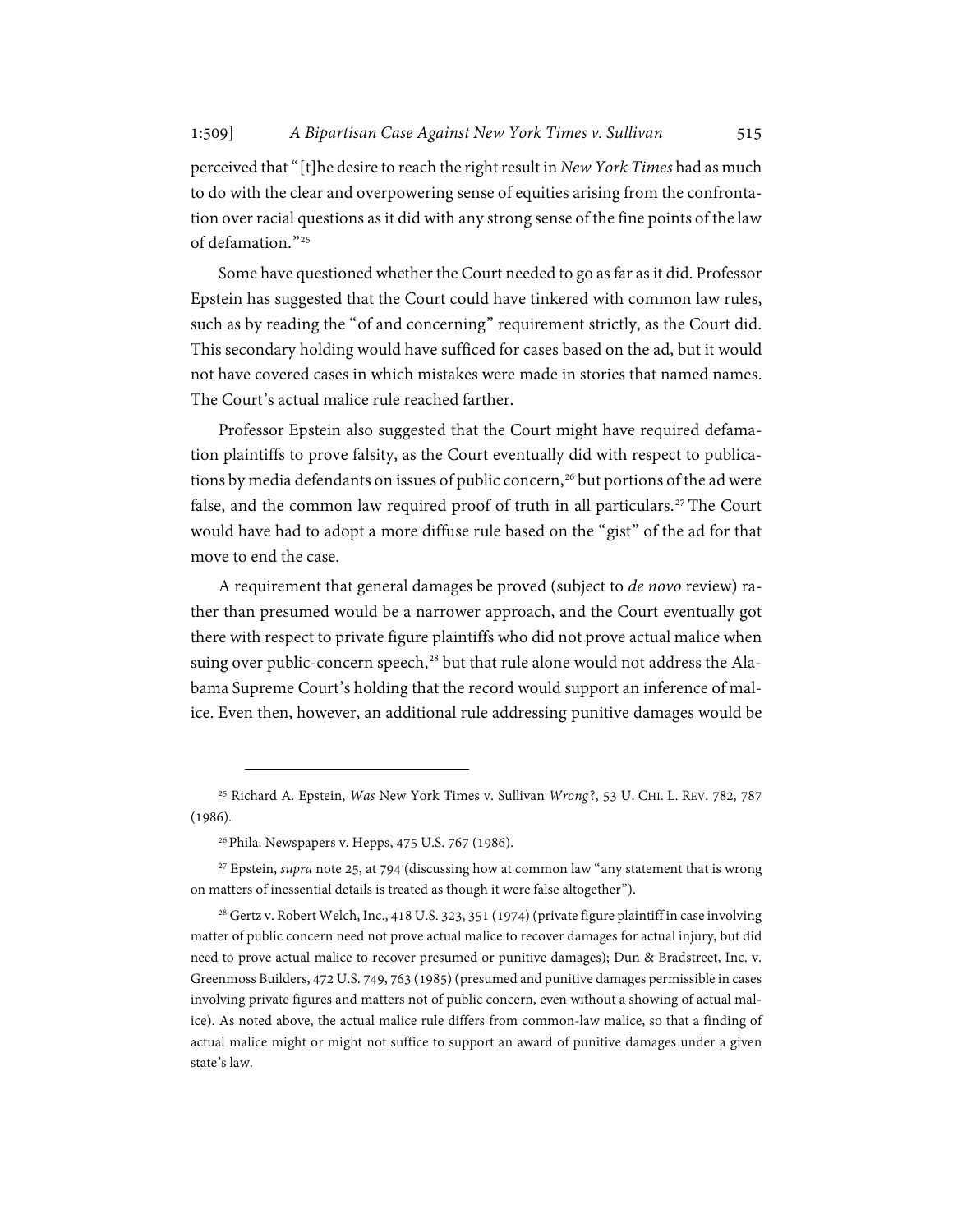perceived that "[t]he desire to reach the right result in *New York Times* had as much to do with the clear and overpowering sense of equities arising from the confrontation over racial questions as it did with any strong sense of the fine points of the law of defamation."[25]

Some have questioned whether the Court needed to go as far as it did. Professor Epstein has suggested that the Court could have tinkered with common law rules, such as by reading the "of and concerning" requirement strictly, as the Court did. This secondary holding would have sufficed for cases based on the ad, but it would not have covered cases in which mistakes were made in stories that named names. The Court's actual malice rule reached farther.

Professor Epstein also suggested that the Court might have required defamation plaintiffs to prove falsity, as the Court eventually did with respect to publications by media defendants on issues of public concern,[26] but portions of the ad were false, and the common law required proof of truth in all particulars.[27] The Court would have had to adopt a more diffuse rule based on the "gist" of the ad for that move to end the case.

A requirement that general damages be proved (subject to *de novo* review) rather than presumed would be a narrower approach, and the Court eventually got there with respect to private figure plaintiffs who did not prove actual malice when suing over public-concern speech,[28] but that rule alone would not address the Alabama Supreme Court's holding that the record would support an inference of malice. Even then, however, an additional rule addressing punitive damages would be

---

[25] Richard A. Epstein, *Was* New York Times v. Sullivan *Wrong*?, 53 U. CHI. L. REV. 782, 787 (1986).

[26] Phila. Newspapers v. Hepps, 475 U.S. 767 (1986).

[27] Epstein, *supra* note 25, at 794 (discussing how at common law "any statement that is wrong on matters of inessential details is treated as though it were false altogether").

[28] Gertz v. Robert Welch, Inc., 418 U.S. 323, 351 (1974) (private figure plaintiff in case involving matter of public concern need not prove actual malice to recover damages for actual injury, but did need to prove actual malice to recover presumed or punitive damages); Dun & Bradstreet, Inc. v. Greenmoss Builders, 472 U.S. 749, 763 (1985) (presumed and punitive damages permissible in cases involving private figures and matters not of public concern, even without a showing of actual malice). As noted above, the actual malice rule differs from common-law malice, so that a finding of actual malice might or might not suffice to support an award of punitive damages under a given state's law.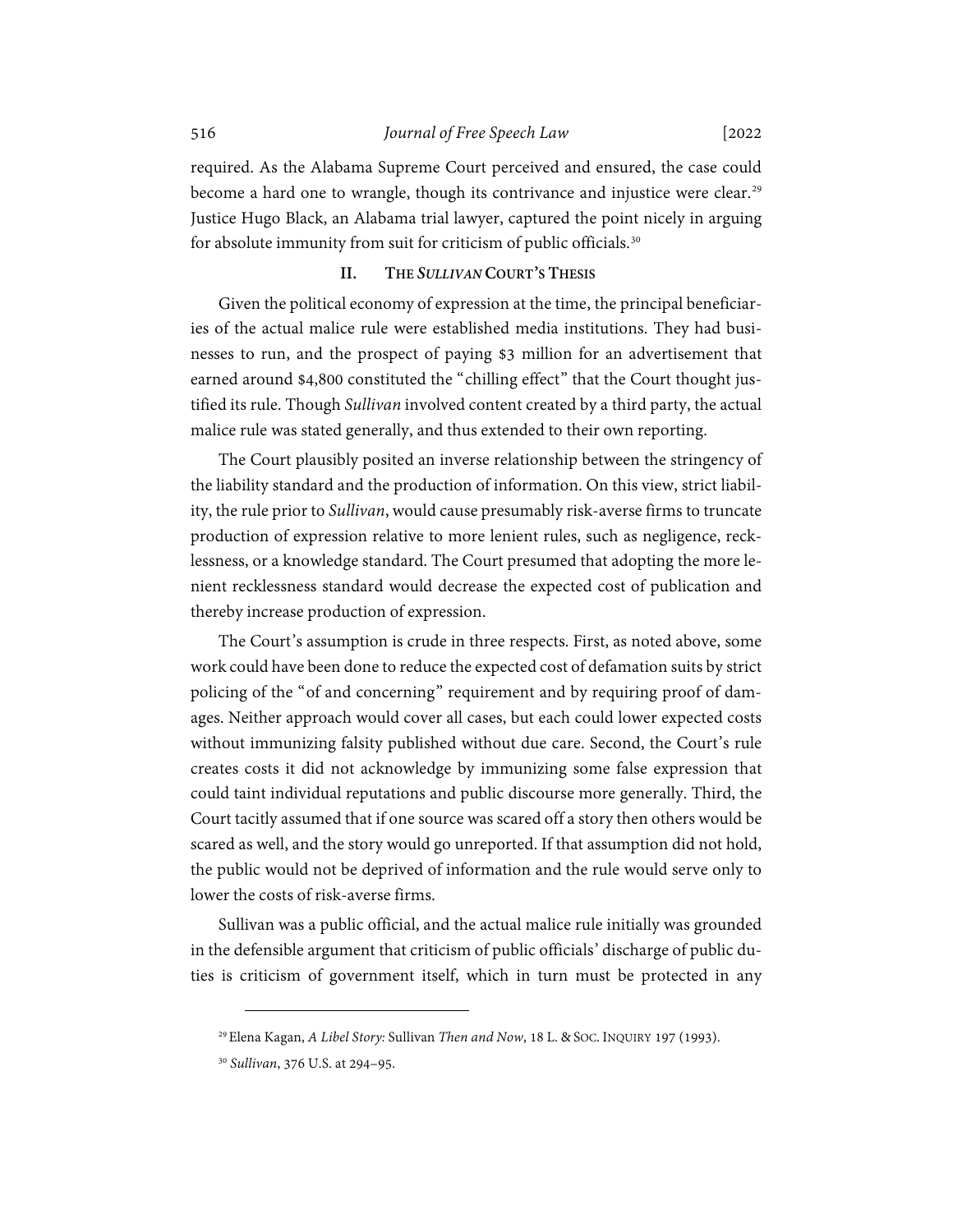required. As the Alabama Supreme Court perceived and ensured, the case could become a hard one to wrangle, though its contrivance and injustice were clear.[29] Justice Hugo Black, an Alabama trial lawyer, captured the point nicely in arguing for absolute immunity from suit for criticism of public officials.[30]

## II. The *Sullivan* Court's Thesis

Given the political economy of expression at the time, the principal beneficiaries of the actual malice rule were established media institutions. They had businesses to run, and the prospect of paying $3 million for an advertisement that earned around $4,800 constituted the "chilling effect" that the Court thought justified its rule. Though *Sullivan* involved content created by a third party, the actual malice rule was stated generally, and thus extended to their own reporting.

The Court plausibly posited an inverse relationship between the stringency of the liability standard and the production of information. On this view, strict liability, the rule prior to *Sullivan*, would cause presumably risk-averse firms to truncate production of expression relative to more lenient rules, such as negligence, recklessness, or a knowledge standard. The Court presumed that adopting the more lenient recklessness standard would decrease the expected cost of publication and thereby increase production of expression.

The Court's assumption is crude in three respects. First, as noted above, some work could have been done to reduce the expected cost of defamation suits by strict policing of the "of and concerning" requirement and by requiring proof of damages. Neither approach would cover all cases, but each could lower expected costs without immunizing falsity published without due care. Second, the Court's rule creates costs it did not acknowledge by immunizing some false expression that could taint individual reputations and public discourse more generally. Third, the Court tacitly assumed that if one source was scared off a story then others would be scared as well, and the story would go unreported. If that assumption did not hold, the public would not be deprived of information and the rule would serve only to lower the costs of risk-averse firms.

Sullivan was a public official, and the actual malice rule initially was grounded in the defensible argument that criticism of public officials' discharge of public duties is criticism of government itself, which in turn must be protected in any

---

[29] Elena Kagan, *A Libel Story:* Sullivan *Then and Now*, 18 L. & Soc. Inquiry 197 (1993).

[30] *Sullivan*, 376 U.S. at 294–95.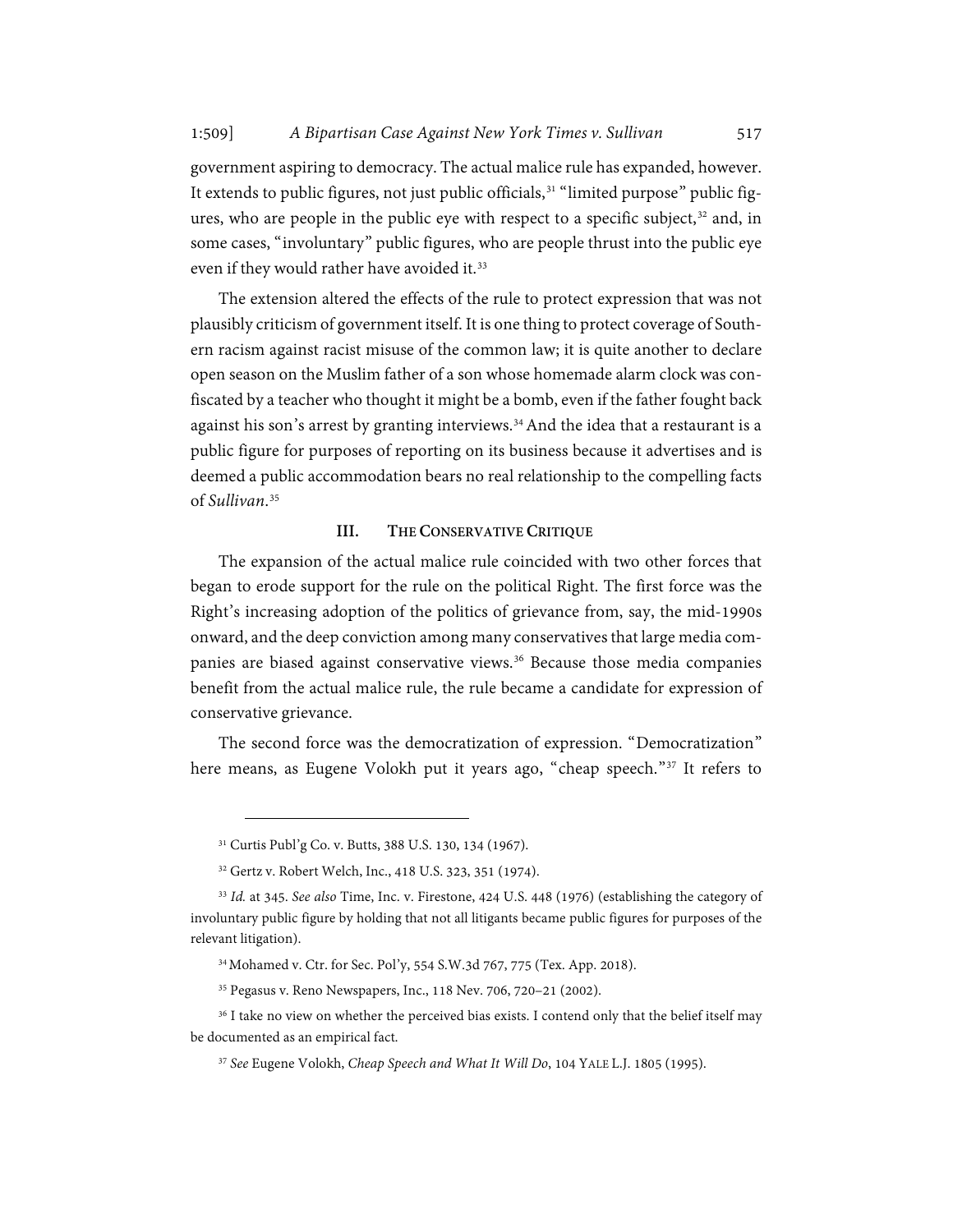government aspiring to democracy. The actual malice rule has expanded, however. It extends to public figures, not just public officials,[31] "limited purpose" public figures, who are people in the public eye with respect to a specific subject,[32] and, in some cases, "involuntary" public figures, who are people thrust into the public eye even if they would rather have avoided it.[33]

The extension altered the effects of the rule to protect expression that was not plausibly criticism of government itself. It is one thing to protect coverage of Southern racism against racist misuse of the common law; it is quite another to declare open season on the Muslim father of a son whose homemade alarm clock was confiscated by a teacher who thought it might be a bomb, even if the father fought back against his son's arrest by granting interviews.[34] And the idea that a restaurant is a public figure for purposes of reporting on its business because it advertises and is deemed a public accommodation bears no real relationship to the compelling facts of *Sullivan*.[35]

## III. THE CONSERVATIVE CRITIQUE

The expansion of the actual malice rule coincided with two other forces that began to erode support for the rule on the political Right. The first force was the Right's increasing adoption of the politics of grievance from, say, the mid-1990s onward, and the deep conviction among many conservatives that large media companies are biased against conservative views.[36] Because those media companies benefit from the actual malice rule, the rule became a candidate for expression of conservative grievance.

The second force was the democratization of expression. "Democratization" here means, as Eugene Volokh put it years ago, "cheap speech."[37] It refers to

---

[31] Curtis Publ'g Co. v. Butts, 388 U.S. 130, 134 (1967).

[32] Gertz v. Robert Welch, Inc., 418 U.S. 323, 351 (1974).

[33] *Id.* at 345. *See also* Time, Inc. v. Firestone, 424 U.S. 448 (1976) (establishing the category of involuntary public figure by holding that not all litigants became public figures for purposes of the relevant litigation).

[34] Mohamed v. Ctr. for Sec. Pol'y, 554 S.W.3d 767, 775 (Tex. App. 2018).

[35] Pegasus v. Reno Newspapers, Inc., 118 Nev. 706, 720–21 (2002).

[36] I take no view on whether the perceived bias exists. I contend only that the belief itself may be documented as an empirical fact.

[37] *See* Eugene Volokh, *Cheap Speech and What It Will Do*, 104 YALE L.J. 1805 (1995).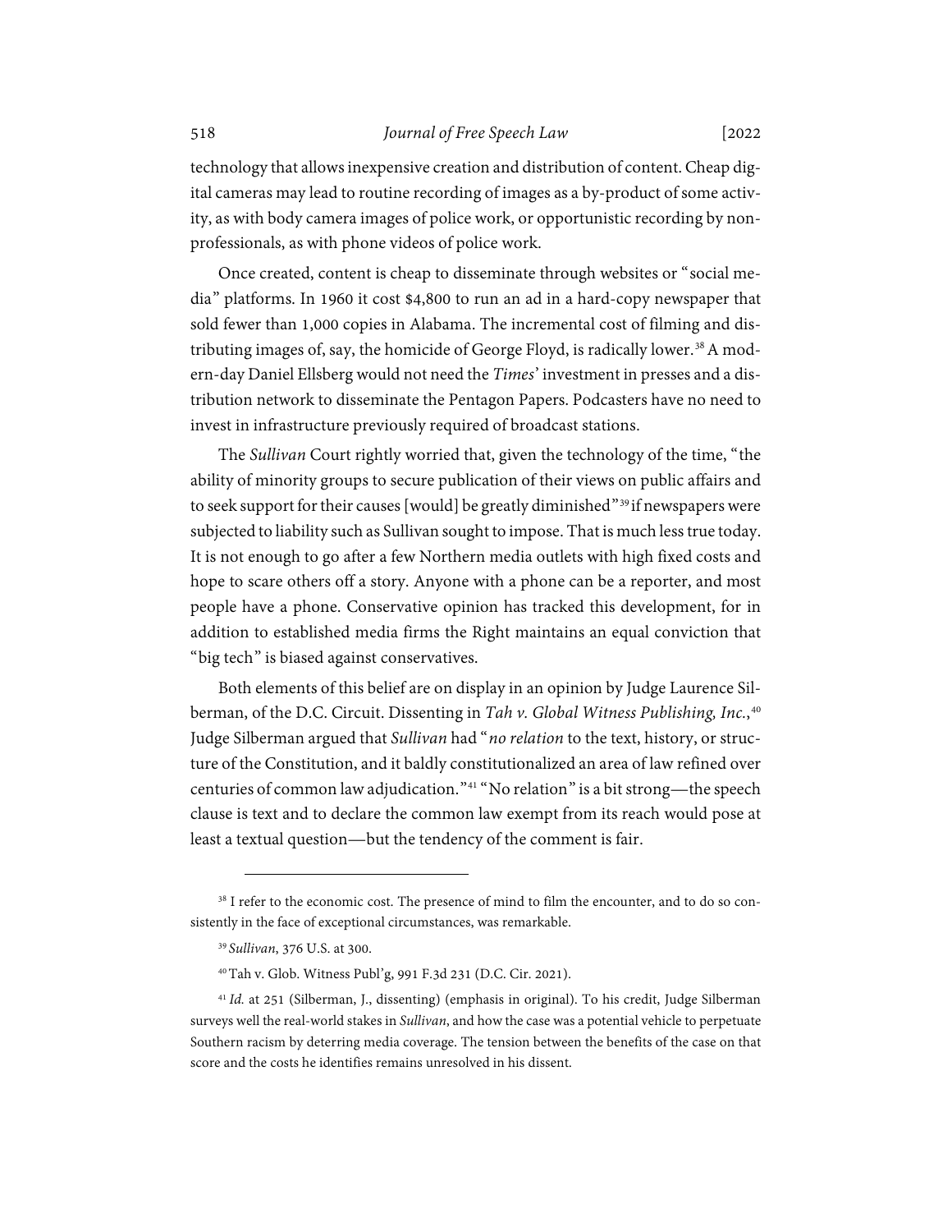technology that allows inexpensive creation and distribution of content. Cheap digital cameras may lead to routine recording of images as a by-product of some activity, as with body camera images of police work, or opportunistic recording by nonprofessionals, as with phone videos of police work.

Once created, content is cheap to disseminate through websites or "social media" platforms. In 1960 it cost $4,800 to run an ad in a hard-copy newspaper that sold fewer than 1,000 copies in Alabama. The incremental cost of filming and distributing images of, say, the homicide of George Floyd, is radically lower.[38] A modern-day Daniel Ellsberg would not need the *Times'* investment in presses and a distribution network to disseminate the Pentagon Papers. Podcasters have no need to invest in infrastructure previously required of broadcast stations.

The *Sullivan* Court rightly worried that, given the technology of the time, "the ability of minority groups to secure publication of their views on public affairs and to seek support for their causes [would] be greatly diminished"[39] if newspapers were subjected to liability such as Sullivan sought to impose. That is much less true today. It is not enough to go after a few Northern media outlets with high fixed costs and hope to scare others off a story. Anyone with a phone can be a reporter, and most people have a phone. Conservative opinion has tracked this development, for in addition to established media firms the Right maintains an equal conviction that "big tech" is biased against conservatives.

Both elements of this belief are on display in an opinion by Judge Laurence Silberman, of the D.C. Circuit. Dissenting in *Tah v. Global Witness Publishing, Inc.*,[40] Judge Silberman argued that *Sullivan* had "*no relation* to the text, history, or structure of the Constitution, and it baldly constitutionalized an area of law refined over centuries of common law adjudication."[41] "No relation" is a bit strong—the speech clause is text and to declare the common law exempt from its reach would pose at least a textual question—but the tendency of the comment is fair.

---

[38] I refer to the economic cost. The presence of mind to film the encounter, and to do so consistently in the face of exceptional circumstances, was remarkable.

[39] *Sullivan*, 376 U.S. at 300.

[40] Tah v. Glob. Witness Publ'g, 991 F.3d 231 (D.C. Cir. 2021).

[41] *Id.* at 251 (Silberman, J., dissenting) (emphasis in original). To his credit, Judge Silberman surveys well the real-world stakes in *Sullivan*, and how the case was a potential vehicle to perpetuate Southern racism by deterring media coverage. The tension between the benefits of the case on that score and the costs he identifies remains unresolved in his dissent.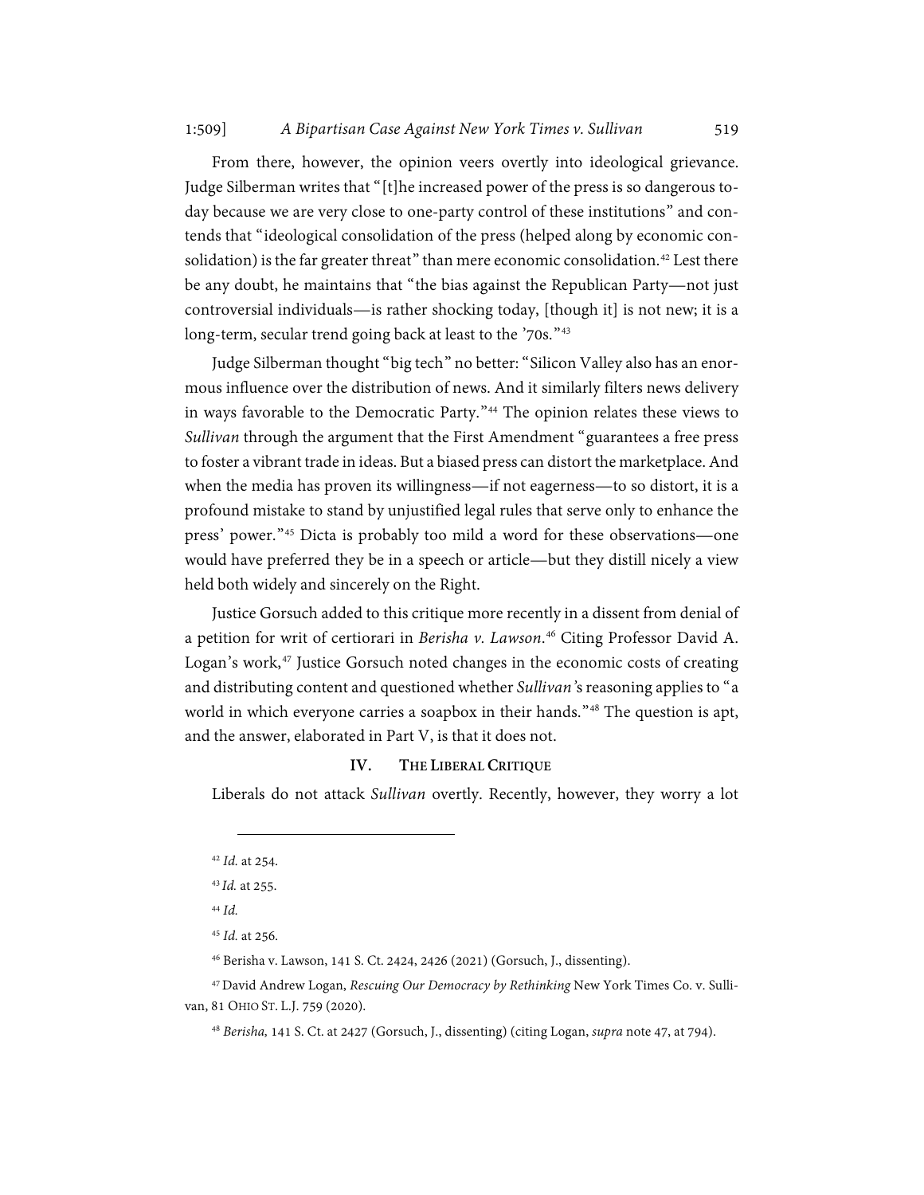From there, however, the opinion veers overtly into ideological grievance. Judge Silberman writes that "[t]he increased power of the press is so dangerous today because we are very close to one-party control of these institutions" and contends that "ideological consolidation of the press (helped along by economic consolidation) is the far greater threat" than mere economic consolidation.[42] Lest there be any doubt, he maintains that "the bias against the Republican Party—not just controversial individuals—is rather shocking today, [though it] is not new; it is a long-term, secular trend going back at least to the '70s."[43]

Judge Silberman thought "big tech" no better: "Silicon Valley also has an enormous influence over the distribution of news. And it similarly filters news delivery in ways favorable to the Democratic Party."[44] The opinion relates these views to *Sullivan* through the argument that the First Amendment "guarantees a free press to foster a vibrant trade in ideas. But a biased press can distort the marketplace. And when the media has proven its willingness—if not eagerness—to so distort, it is a profound mistake to stand by unjustified legal rules that serve only to enhance the press' power."[45] Dicta is probably too mild a word for these observations—one would have preferred they be in a speech or article—but they distill nicely a view held both widely and sincerely on the Right.

Justice Gorsuch added to this critique more recently in a dissent from denial of a petition for writ of certiorari in *Berisha v. Lawson*.[46] Citing Professor David A. Logan's work,[47] Justice Gorsuch noted changes in the economic costs of creating and distributing content and questioned whether *Sullivan*'s reasoning applies to "a world in which everyone carries a soapbox in their hands."[48] The question is apt, and the answer, elaborated in Part V, is that it does not.

## IV. THE LIBERAL CRITIQUE

Liberals do not attack *Sullivan* overtly. Recently, however, they worry a lot

---

[42] *Id.* at 254.

[43] *Id.* at 255.

[44] *Id.*

[45] *Id.* at 256.

[46] Berisha v. Lawson, 141 S. Ct. 2424, 2426 (2021) (Gorsuch, J., dissenting).

[47] David Andrew Logan, *Rescuing Our Democracy by Rethinking* New York Times Co. v. Sullivan, 81 OHIO ST. L.J. 759 (2020).

[48] *Berisha*, 141 S. Ct. at 2427 (Gorsuch, J., dissenting) (citing Logan, *supra* note 47, at 794).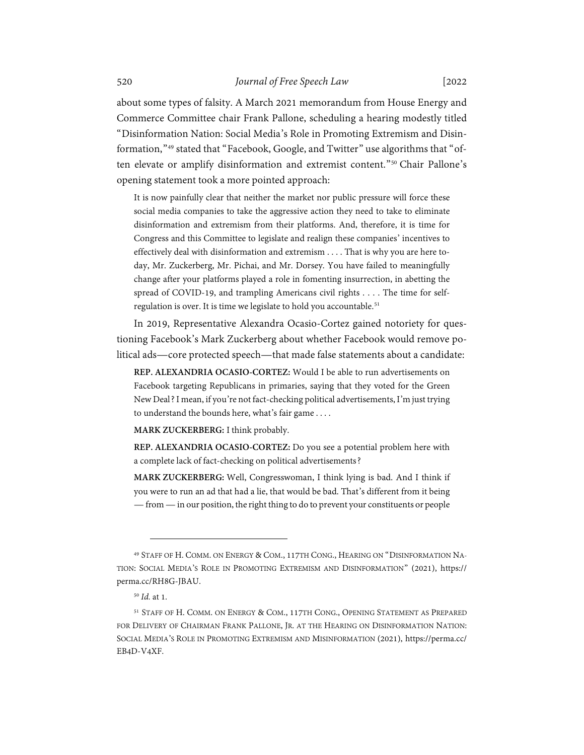about some types of falsity. A March 2021 memorandum from House Energy and Commerce Committee chair Frank Pallone, scheduling a hearing modestly titled "Disinformation Nation: Social Media's Role in Promoting Extremism and Disinformation,"[49] stated that "Facebook, Google, and Twitter" use algorithms that "often elevate or amplify disinformation and extremist content."[50] Chair Pallone's opening statement took a more pointed approach:

> It is now painfully clear that neither the market nor public pressure will force these social media companies to take the aggressive action they need to take to eliminate disinformation and extremism from their platforms. And, therefore, it is time for Congress and this Committee to legislate and realign these companies' incentives to effectively deal with disinformation and extremism . . . . That is why you are here today, Mr. Zuckerberg, Mr. Pichai, and Mr. Dorsey. You have failed to meaningfully change after your platforms played a role in fomenting insurrection, in abetting the spread of COVID-19, and trampling Americans civil rights . . . . The time for self-regulation is over. It is time we legislate to hold you accountable.[51]

In 2019, Representative Alexandra Ocasio-Cortez gained notoriety for questioning Facebook's Mark Zuckerberg about whether Facebook would remove political ads—core protected speech—that made false statements about a candidate:

> **REP. ALEXANDRIA OCASIO-CORTEZ:** Would I be able to run advertisements on Facebook targeting Republicans in primaries, saying that they voted for the Green New Deal? I mean, if you're not fact-checking political advertisements, I'm just trying to understand the bounds here, what's fair game . . . .
>
> **MARK ZUCKERBERG:** I think probably.
>
> **REP. ALEXANDRIA OCASIO-CORTEZ:** Do you see a potential problem here with a complete lack of fact-checking on political advertisements?
>
> **MARK ZUCKERBERG:** Well, Congresswoman, I think lying is bad. And I think if you were to run an ad that had a lie, that would be bad. That's different from it being — from — in our position, the right thing to do to prevent your constituents or people

---

[49] STAFF OF H. COMM. ON ENERGY & COM., 117TH CONG., HEARING ON "DISINFORMATION NATION: SOCIAL MEDIA'S ROLE IN PROMOTING EXTREMISM AND DISINFORMATION" (2021), https://perma.cc/RH8G-JBAU.

[50] *Id.* at 1.

[51] STAFF OF H. COMM. ON ENERGY & COM., 117TH CONG., OPENING STATEMENT AS PREPARED FOR DELIVERY OF CHAIRMAN FRANK PALLONE, JR. AT THE HEARING ON DISINFORMATION NATION: SOCIAL MEDIA'S ROLE IN PROMOTING EXTREMISM AND MISINFORMATION (2021), https://perma.cc/EB4D-V4XF.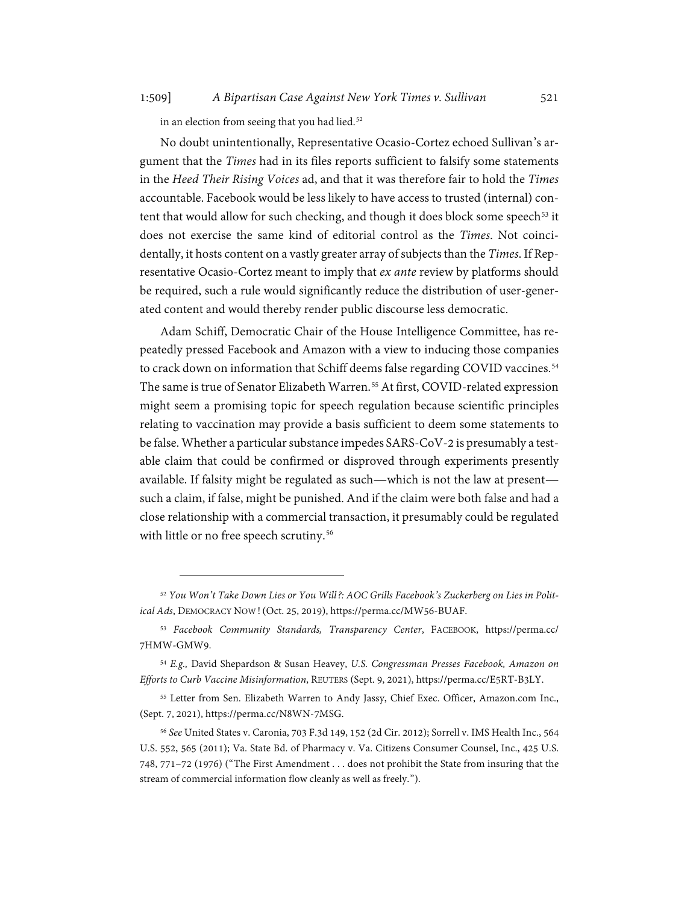in an election from seeing that you had lied.[52]

No doubt unintentionally, Representative Ocasio-Cortez echoed Sullivan's argument that the *Times* had in its files reports sufficient to falsify some statements in the *Heed Their Rising Voices* ad, and that it was therefore fair to hold the *Times* accountable. Facebook would be less likely to have access to trusted (internal) content that would allow for such checking, and though it does block some speech[53] it does not exercise the same kind of editorial control as the *Times*. Not coincidentally, it hosts content on a vastly greater array of subjects than the *Times*. If Representative Ocasio-Cortez meant to imply that *ex ante* review by platforms should be required, such a rule would significantly reduce the distribution of user-generated content and would thereby render public discourse less democratic.

Adam Schiff, Democratic Chair of the House Intelligence Committee, has repeatedly pressed Facebook and Amazon with a view to inducing those companies to crack down on information that Schiff deems false regarding COVID vaccines.[54] The same is true of Senator Elizabeth Warren.[55] At first, COVID-related expression might seem a promising topic for speech regulation because scientific principles relating to vaccination may provide a basis sufficient to deem some statements to be false. Whether a particular substance impedes SARS-CoV-2 is presumably a testable claim that could be confirmed or disproved through experiments presently available. If falsity might be regulated as such—which is not the law at present—such a claim, if false, might be punished. And if the claim were both false and had a close relationship with a commercial transaction, it presumably could be regulated with little or no free speech scrutiny.[56]

---

[52] *You Won't Take Down Lies or You Will?: AOC Grills Facebook's Zuckerberg on Lies in Political Ads*, DEMOCRACY NOW! (Oct. 25, 2019), https://perma.cc/MW56-BUAF.

[53] *Facebook Community Standards, Transparency Center*, FACEBOOK, https://perma.cc/7HMW-GMW9.

[54] *E.g.,* David Shepardson & Susan Heavey, *U.S. Congressman Presses Facebook, Amazon on Efforts to Curb Vaccine Misinformation*, REUTERS (Sept. 9, 2021), https://perma.cc/E5RT-B3LY.

[55] Letter from Sen. Elizabeth Warren to Andy Jassy, Chief Exec. Officer, Amazon.com Inc., (Sept. 7, 2021), https://perma.cc/N8WN-7MSG.

[56] *See* United States v. Caronia, 703 F.3d 149, 152 (2d Cir. 2012); Sorrell v. IMS Health Inc., 564 U.S. 552, 565 (2011); Va. State Bd. of Pharmacy v. Va. Citizens Consumer Counsel, Inc., 425 U.S. 748, 771–72 (1976) ("The First Amendment . . . does not prohibit the State from insuring that the stream of commercial information flow cleanly as well as freely.").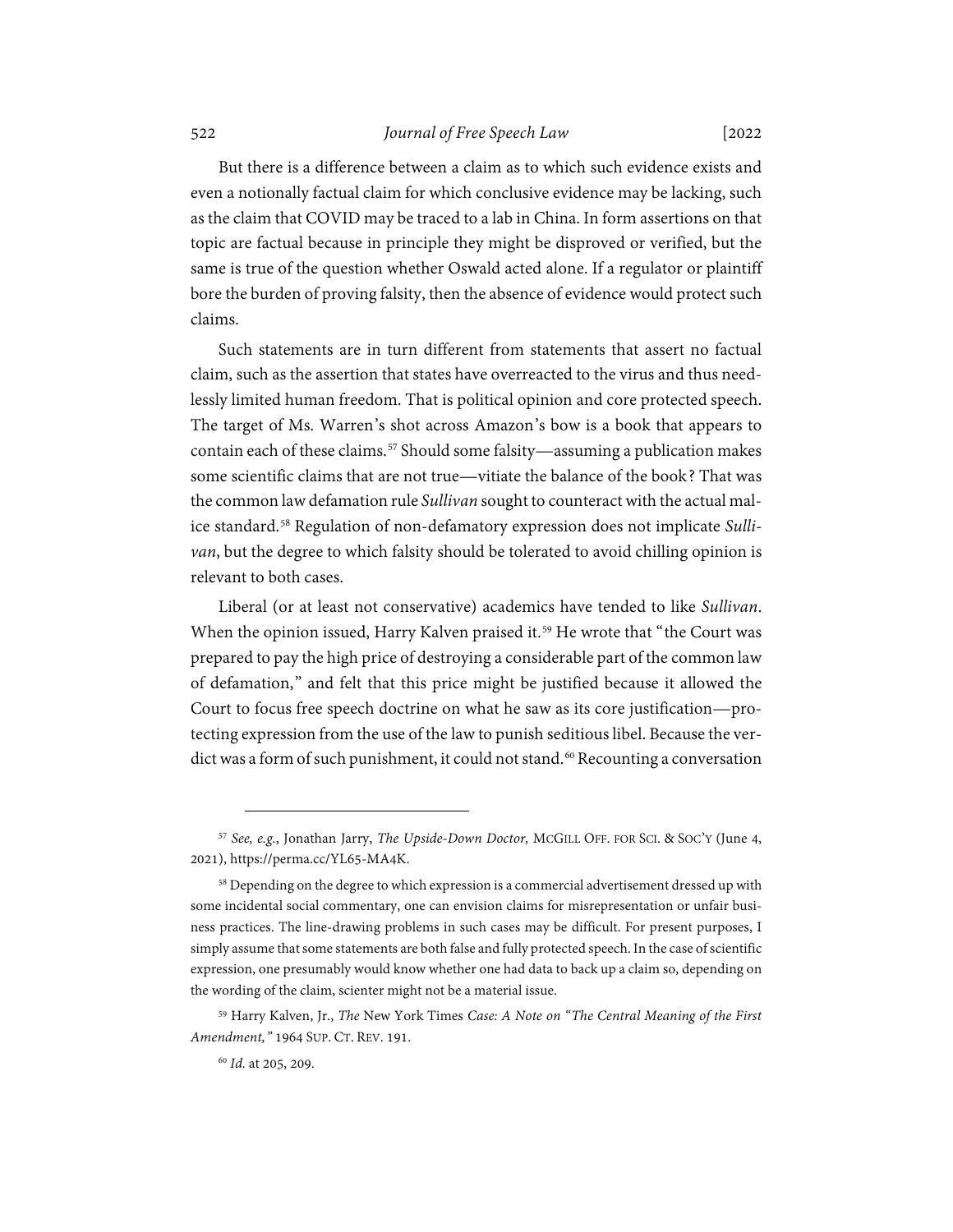But there is a difference between a claim as to which such evidence exists and even a notionally factual claim for which conclusive evidence may be lacking, such as the claim that COVID may be traced to a lab in China. In form assertions on that topic are factual because in principle they might be disproved or verified, but the same is true of the question whether Oswald acted alone. If a regulator or plaintiff bore the burden of proving falsity, then the absence of evidence would protect such claims.

Such statements are in turn different from statements that assert no factual claim, such as the assertion that states have overreacted to the virus and thus needlessly limited human freedom. That is political opinion and core protected speech. The target of Ms. Warren's shot across Amazon's bow is a book that appears to contain each of these claims.[57] Should some falsity—assuming a publication makes some scientific claims that are not true—vitiate the balance of the book? That was the common law defamation rule *Sullivan* sought to counteract with the actual malice standard.[58] Regulation of non-defamatory expression does not implicate *Sullivan*, but the degree to which falsity should be tolerated to avoid chilling opinion is relevant to both cases.

Liberal (or at least not conservative) academics have tended to like *Sullivan*. When the opinion issued, Harry Kalven praised it.[59] He wrote that "the Court was prepared to pay the high price of destroying a considerable part of the common law of defamation," and felt that this price might be justified because it allowed the Court to focus free speech doctrine on what he saw as its core justification—protecting expression from the use of the law to punish seditious libel. Because the verdict was a form of such punishment, it could not stand.[60] Recounting a conversation

---

[57] *See, e.g.*, Jonathan Jarry, *The Upside-Down Doctor,* MCGILL OFF. FOR SCI. & SOC'Y (June 4, 2021), https://perma.cc/YL65-MA4K.

[58] Depending on the degree to which expression is a commercial advertisement dressed up with some incidental social commentary, one can envision claims for misrepresentation or unfair business practices. The line-drawing problems in such cases may be difficult. For present purposes, I simply assume that some statements are both false and fully protected speech. In the case of scientific expression, one presumably would know whether one had data to back up a claim so, depending on the wording of the claim, scienter might not be a material issue.

[59] Harry Kalven, Jr., *The* New York Times *Case: A Note on "The Central Meaning of the First Amendment,"* 1964 SUP. CT. REV. 191.

[60] *Id.* at 205, 209.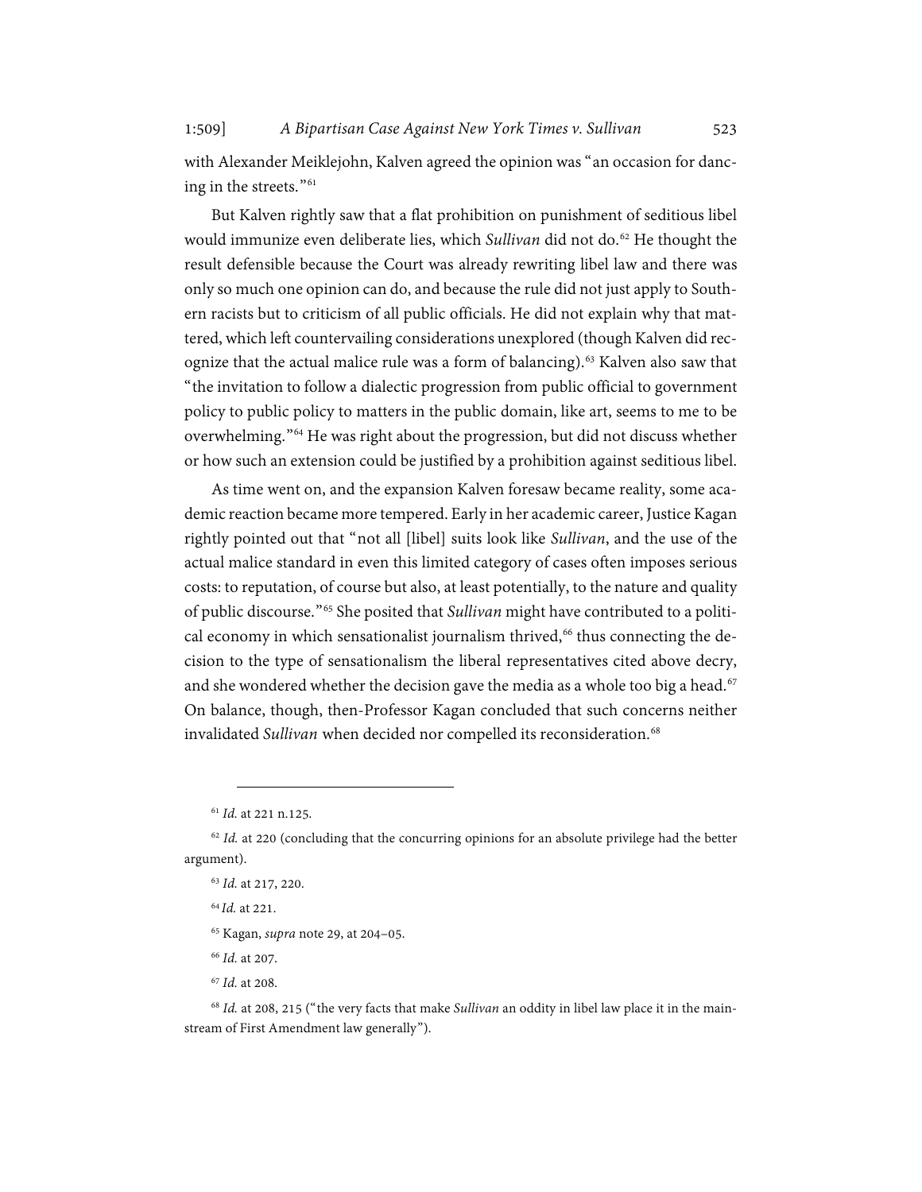with Alexander Meiklejohn, Kalven agreed the opinion was "an occasion for dancing in the streets."[61]

But Kalven rightly saw that a flat prohibition on punishment of seditious libel would immunize even deliberate lies, which *Sullivan* did not do.[62] He thought the result defensible because the Court was already rewriting libel law and there was only so much one opinion can do, and because the rule did not just apply to Southern racists but to criticism of all public officials. He did not explain why that mattered, which left countervailing considerations unexplored (though Kalven did recognize that the actual malice rule was a form of balancing).[63] Kalven also saw that "the invitation to follow a dialectic progression from public official to government policy to public policy to matters in the public domain, like art, seems to me to be overwhelming."[64] He was right about the progression, but did not discuss whether or how such an extension could be justified by a prohibition against seditious libel.

As time went on, and the expansion Kalven foresaw became reality, some academic reaction became more tempered. Early in her academic career, Justice Kagan rightly pointed out that "not all [libel] suits look like *Sullivan*, and the use of the actual malice standard in even this limited category of cases often imposes serious costs: to reputation, of course but also, at least potentially, to the nature and quality of public discourse."[65] She posited that *Sullivan* might have contributed to a political economy in which sensationalist journalism thrived,[66] thus connecting the decision to the type of sensationalism the liberal representatives cited above decry, and she wondered whether the decision gave the media as a whole too big a head.[67] On balance, though, then-Professor Kagan concluded that such concerns neither invalidated *Sullivan* when decided nor compelled its reconsideration.[68]

---

[61] *Id.* at 221 n.125.

[62] *Id.* at 220 (concluding that the concurring opinions for an absolute privilege had the better argument).

[63] *Id.* at 217, 220.

[64] *Id.* at 221.

[65] Kagan, *supra* note 29, at 204–05.

[66] *Id.* at 207.

[67] *Id.* at 208.

[68] *Id.* at 208, 215 ("the very facts that make *Sullivan* an oddity in libel law place it in the mainstream of First Amendment law generally").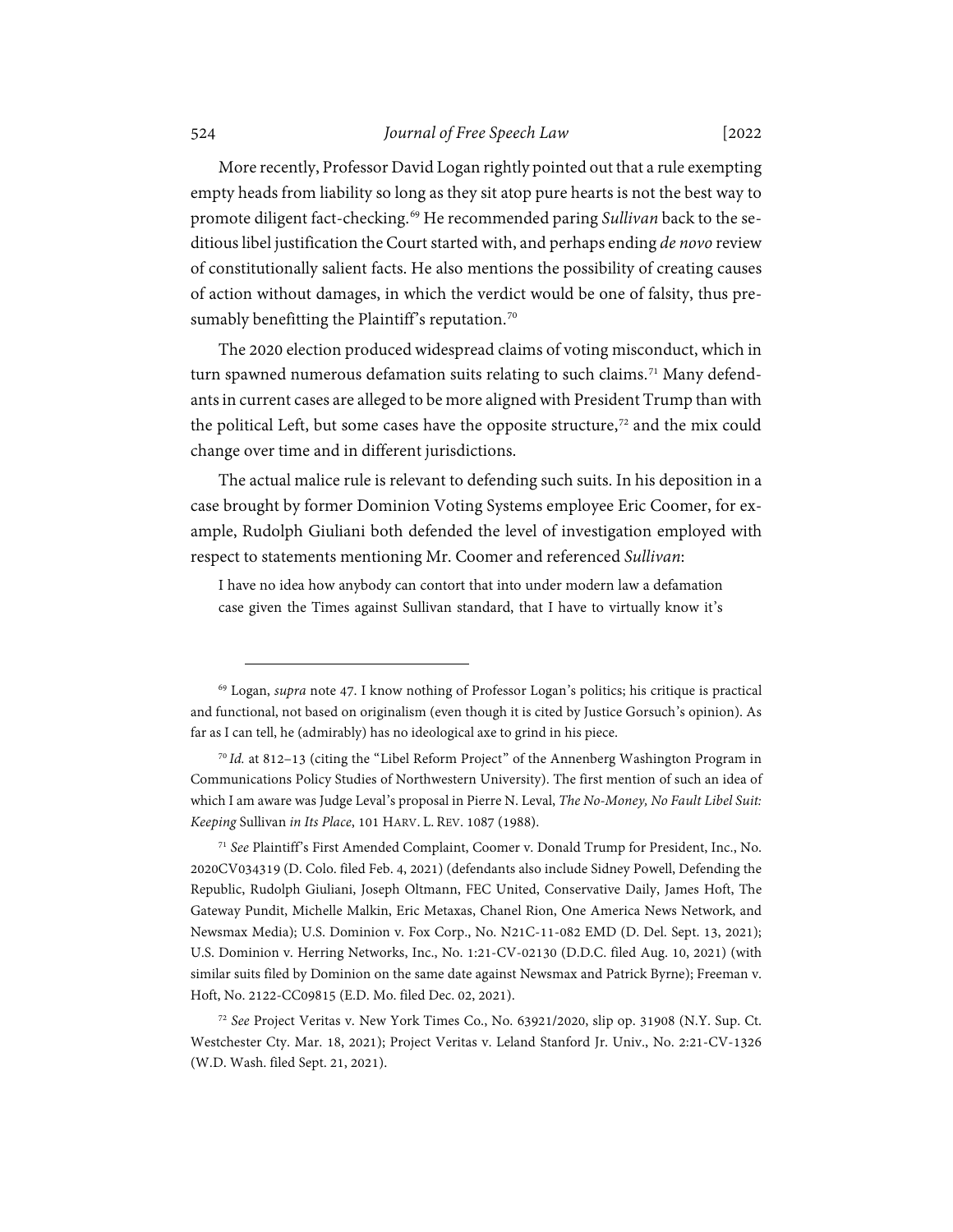More recently, Professor David Logan rightly pointed out that a rule exempting empty heads from liability so long as they sit atop pure hearts is not the best way to promote diligent fact-checking.[69] He recommended paring *Sullivan* back to the seditious libel justification the Court started with, and perhaps ending *de novo* review of constitutionally salient facts. He also mentions the possibility of creating causes of action without damages, in which the verdict would be one of falsity, thus presumably benefitting the Plaintiff's reputation.[70]

The 2020 election produced widespread claims of voting misconduct, which in turn spawned numerous defamation suits relating to such claims.[71] Many defendants in current cases are alleged to be more aligned with President Trump than with the political Left, but some cases have the opposite structure,[72] and the mix could change over time and in different jurisdictions.

The actual malice rule is relevant to defending such suits. In his deposition in a case brought by former Dominion Voting Systems employee Eric Coomer, for example, Rudolph Giuliani both defended the level of investigation employed with respect to statements mentioning Mr. Coomer and referenced *Sullivan*:

> I have no idea how anybody can contort that into under modern law a defamation case given the Times against Sullivan standard, that I have to virtually know it's

---

[69] Logan, *supra* note 47. I know nothing of Professor Logan's politics; his critique is practical and functional, not based on originalism (even though it is cited by Justice Gorsuch's opinion). As far as I can tell, he (admirably) has no ideological axe to grind in his piece.

[70] *Id.* at 812–13 (citing the "Libel Reform Project" of the Annenberg Washington Program in Communications Policy Studies of Northwestern University). The first mention of such an idea of which I am aware was Judge Leval's proposal in Pierre N. Leval, *The No-Money, No Fault Libel Suit: Keeping* Sullivan *in Its Place*, 101 HARV. L. REV. 1087 (1988).

[71] *See* Plaintiff's First Amended Complaint, Coomer v. Donald Trump for President, Inc., No. 2020CV034319 (D. Colo. filed Feb. 4, 2021) (defendants also include Sidney Powell, Defending the Republic, Rudolph Giuliani, Joseph Oltmann, FEC United, Conservative Daily, James Hoft, The Gateway Pundit, Michelle Malkin, Eric Metaxas, Chanel Rion, One America News Network, and Newsmax Media); U.S. Dominion v. Fox Corp., No. N21C-11-082 EMD (D. Del. Sept. 13, 2021); U.S. Dominion v. Herring Networks, Inc., No. 1:21-CV-02130 (D.D.C. filed Aug. 10, 2021) (with similar suits filed by Dominion on the same date against Newsmax and Patrick Byrne); Freeman v. Hoft, No. 2122-CC09815 (E.D. Mo. filed Dec. 02, 2021).

[72] *See* Project Veritas v. New York Times Co., No. 63921/2020, slip op. 31908 (N.Y. Sup. Ct. Westchester Cty. Mar. 18, 2021); Project Veritas v. Leland Stanford Jr. Univ., No. 2:21-CV-1326 (W.D. Wash. filed Sept. 21, 2021).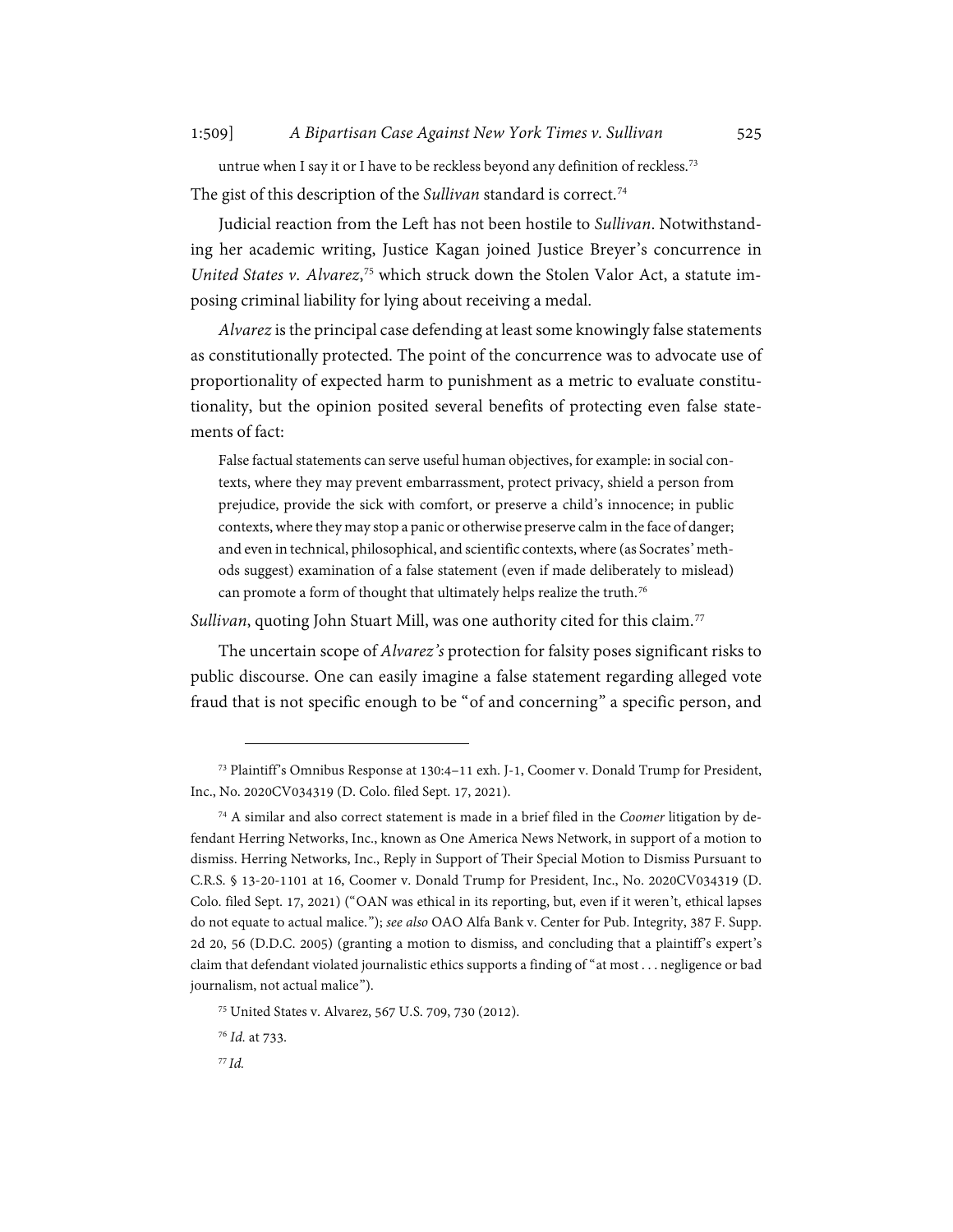> untrue when I say it or I have to be reckless beyond any definition of reckless.[73]

The gist of this description of the *Sullivan* standard is correct.[74]

Judicial reaction from the Left has not been hostile to *Sullivan*. Notwithstanding her academic writing, Justice Kagan joined Justice Breyer's concurrence in *United States v. Alvarez*,[75] which struck down the Stolen Valor Act, a statute imposing criminal liability for lying about receiving a medal.

*Alvarez* is the principal case defending at least some knowingly false statements as constitutionally protected. The point of the concurrence was to advocate use of proportionality of expected harm to punishment as a metric to evaluate constitutionality, but the opinion posited several benefits of protecting even false statements of fact:

> False factual statements can serve useful human objectives, for example: in social contexts, where they may prevent embarrassment, protect privacy, shield a person from prejudice, provide the sick with comfort, or preserve a child's innocence; in public contexts, where they may stop a panic or otherwise preserve calm in the face of danger; and even in technical, philosophical, and scientific contexts, where (as Socrates' methods suggest) examination of a false statement (even if made deliberately to mislead) can promote a form of thought that ultimately helps realize the truth.[76]

*Sullivan*, quoting John Stuart Mill, was one authority cited for this claim.[77]

The uncertain scope of *Alvarez's* protection for falsity poses significant risks to public discourse. One can easily imagine a false statement regarding alleged vote fraud that is not specific enough to be "of and concerning" a specific person, and

---

[73] Plaintiff's Omnibus Response at 130:4–11 exh. J-1, Coomer v. Donald Trump for President, Inc., No. 2020CV034319 (D. Colo. filed Sept. 17, 2021).

[74] A similar and also correct statement is made in a brief filed in the *Coomer* litigation by defendant Herring Networks, Inc., known as One America News Network, in support of a motion to dismiss. Herring Networks, Inc., Reply in Support of Their Special Motion to Dismiss Pursuant to C.R.S. § 13-20-1101 at 16, Coomer v. Donald Trump for President, Inc., No. 2020CV034319 (D. Colo. filed Sept. 17, 2021) ("OAN was ethical in its reporting, but, even if it weren't, ethical lapses do not equate to actual malice."); *see also* OAO Alfa Bank v. Center for Pub. Integrity, 387 F. Supp. 2d 20, 56 (D.D.C. 2005) (granting a motion to dismiss, and concluding that a plaintiff's expert's claim that defendant violated journalistic ethics supports a finding of "at most . . . negligence or bad journalism, not actual malice").

[75] United States v. Alvarez, 567 U.S. 709, 730 (2012).

[76] *Id.* at 733.

[77] *Id.*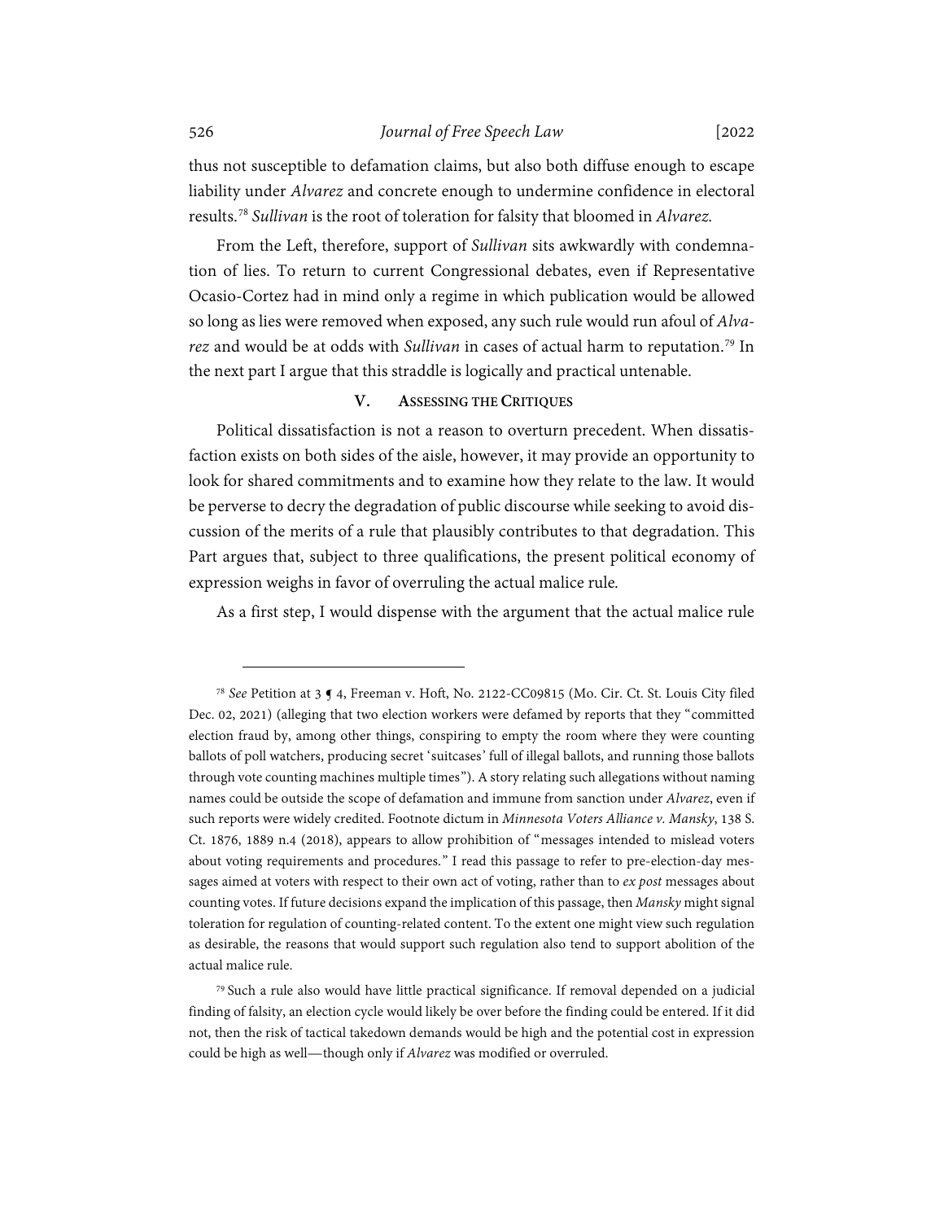thus not susceptible to defamation claims, but also both diffuse enough to escape liability under *Alvarez* and concrete enough to undermine confidence in electoral results.[78] *Sullivan* is the root of toleration for falsity that bloomed in *Alvarez*.

From the Left, therefore, support of *Sullivan* sits awkwardly with condemnation of lies. To return to current Congressional debates, even if Representative Ocasio-Cortez had in mind only a regime in which publication would be allowed so long as lies were removed when exposed, any such rule would run afoul of *Alvarez* and would be at odds with *Sullivan* in cases of actual harm to reputation.[79] In the next part I argue that this straddle is logically and practical untenable.

## V. Assessing the Critiques

Political dissatisfaction is not a reason to overturn precedent. When dissatisfaction exists on both sides of the aisle, however, it may provide an opportunity to look for shared commitments and to examine how they relate to the law. It would be perverse to decry the degradation of public discourse while seeking to avoid discussion of the merits of a rule that plausibly contributes to that degradation. This Part argues that, subject to three qualifications, the present political economy of expression weighs in favor of overruling the actual malice rule.

As a first step, I would dispense with the argument that the actual malice rule

---

[78] *See* Petition at 3 ¶ 4, Freeman v. Hoft, No. 2122-CC09815 (Mo. Cir. Ct. St. Louis City filed Dec. 02, 2021) (alleging that two election workers were defamed by reports that they "committed election fraud by, among other things, conspiring to empty the room where they were counting ballots of poll watchers, producing secret 'suitcases' full of illegal ballots, and running those ballots through vote counting machines multiple times"). A story relating such allegations without naming names could be outside the scope of defamation and immune from sanction under *Alvarez*, even if such reports were widely credited. Footnote dictum in *Minnesota Voters Alliance v. Mansky*, 138 S. Ct. 1876, 1889 n.4 (2018), appears to allow prohibition of "messages intended to mislead voters about voting requirements and procedures." I read this passage to refer to pre-election-day messages aimed at voters with respect to their own act of voting, rather than to *ex post* messages about counting votes. If future decisions expand the implication of this passage, then *Mansky* might signal toleration for regulation of counting-related content. To the extent one might view such regulation as desirable, the reasons that would support such regulation also tend to support abolition of the actual malice rule.

[79] Such a rule also would have little practical significance. If removal depended on a judicial finding of falsity, an election cycle would likely be over before the finding could be entered. If it did not, then the risk of tactical takedown demands would be high and the potential cost in expression could be high as well—though only if *Alvarez* was modified or overruled.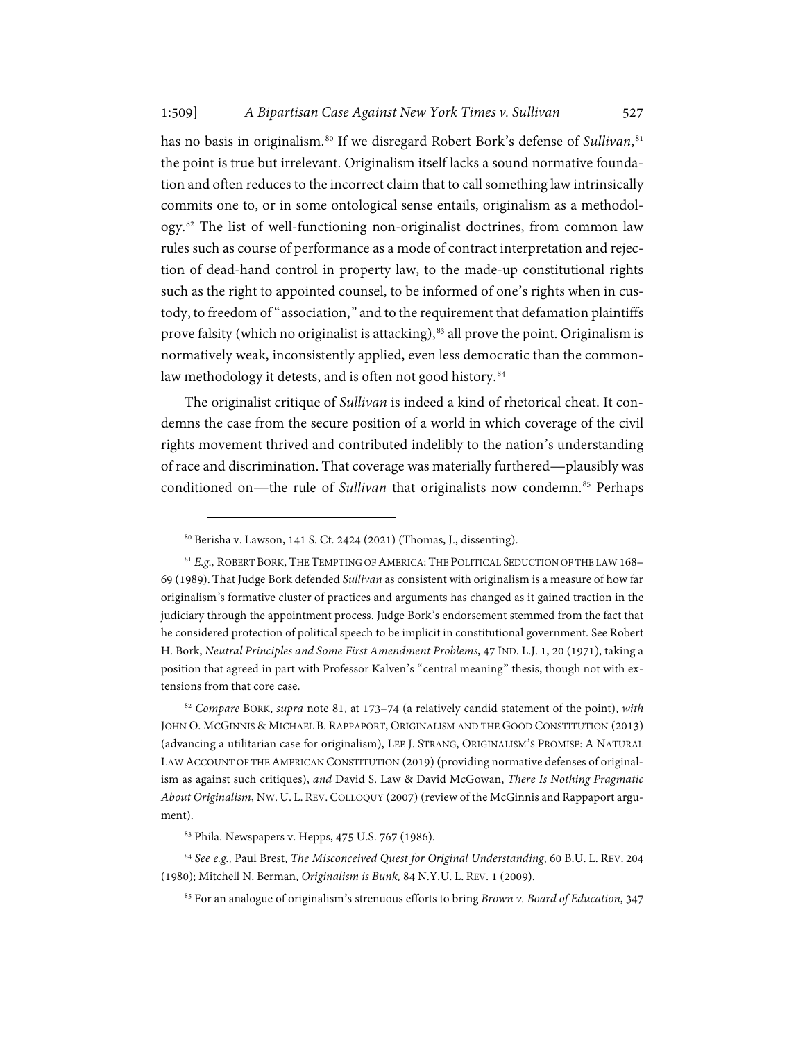has no basis in originalism.[80] If we disregard Robert Bork's defense of *Sullivan*,[81] the point is true but irrelevant. Originalism itself lacks a sound normative foundation and often reduces to the incorrect claim that to call something law intrinsically commits one to, or in some ontological sense entails, originalism as a methodology.[82] The list of well-functioning non-originalist doctrines, from common law rules such as course of performance as a mode of contract interpretation and rejection of dead-hand control in property law, to the made-up constitutional rights such as the right to appointed counsel, to be informed of one's rights when in custody, to freedom of "association," and to the requirement that defamation plaintiffs prove falsity (which no originalist is attacking),[83] all prove the point. Originalism is normatively weak, inconsistently applied, even less democratic than the common-law methodology it detests, and is often not good history.[84]

The originalist critique of *Sullivan* is indeed a kind of rhetorical cheat. It condemns the case from the secure position of a world in which coverage of the civil rights movement thrived and contributed indelibly to the nation's understanding of race and discrimination. That coverage was materially furthered—plausibly was conditioned on—the rule of *Sullivan* that originalists now condemn.[85] Perhaps

---

[80] Berisha v. Lawson, 141 S. Ct. 2424 (2021) (Thomas, J., dissenting).

[81] *E.g.,* ROBERT BORK, THE TEMPTING OF AMERICA: THE POLITICAL SEDUCTION OF THE LAW 168–69 (1989). That Judge Bork defended *Sullivan* as consistent with originalism is a measure of how far originalism's formative cluster of practices and arguments has changed as it gained traction in the judiciary through the appointment process. Judge Bork's endorsement stemmed from the fact that he considered protection of political speech to be implicit in constitutional government. See Robert H. Bork, *Neutral Principles and Some First Amendment Problems*, 47 IND. L.J. 1, 20 (1971), taking a position that agreed in part with Professor Kalven's "central meaning" thesis, though not with extensions from that core case.

[82] *Compare* BORK, *supra* note 81, at 173–74 (a relatively candid statement of the point), *with* JOHN O. MCGINNIS & MICHAEL B. RAPPAPORT, ORIGINALISM AND THE GOOD CONSTITUTION (2013) (advancing a utilitarian case for originalism), LEE J. STRANG, ORIGINALISM'S PROMISE: A NATURAL LAW ACCOUNT OF THE AMERICAN CONSTITUTION (2019) (providing normative defenses of originalism as against such critiques), *and* David S. Law & David McGowan, *There Is Nothing Pragmatic About Originalism*, NW. U. L. REV. COLLOQUY (2007) (review of the McGinnis and Rappaport argument).

[83] Phila. Newspapers v. Hepps, 475 U.S. 767 (1986).

[84] *See e.g.,* Paul Brest, *The Misconceived Quest for Original Understanding*, 60 B.U. L. REV. 204 (1980); Mitchell N. Berman, *Originalism is Bunk,* 84 N.Y.U. L. REV. 1 (2009).

[85] For an analogue of originalism's strenuous efforts to bring *Brown v. Board of Education*, 347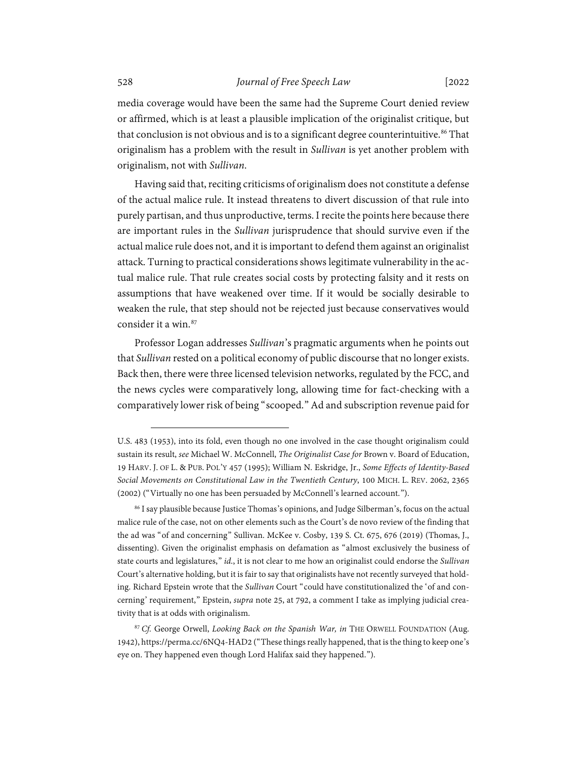media coverage would have been the same had the Supreme Court denied review or affirmed, which is at least a plausible implication of the originalist critique, but that conclusion is not obvious and is to a significant degree counterintuitive.[86] That originalism has a problem with the result in *Sullivan* is yet another problem with originalism, not with *Sullivan*.

Having said that, reciting criticisms of originalism does not constitute a defense of the actual malice rule. It instead threatens to divert discussion of that rule into purely partisan, and thus unproductive, terms. I recite the points here because there are important rules in the *Sullivan* jurisprudence that should survive even if the actual malice rule does not, and it is important to defend them against an originalist attack. Turning to practical considerations shows legitimate vulnerability in the actual malice rule. That rule creates social costs by protecting falsity and it rests on assumptions that have weakened over time. If it would be socially desirable to weaken the rule, that step should not be rejected just because conservatives would consider it a win.[87]

Professor Logan addresses *Sullivan*'s pragmatic arguments when he points out that *Sullivan* rested on a political economy of public discourse that no longer exists. Back then, there were three licensed television networks, regulated by the FCC, and the news cycles were comparatively long, allowing time for fact-checking with a comparatively lower risk of being "scooped." Ad and subscription revenue paid for

---

U.S. 483 (1953), into its fold, even though no one involved in the case thought originalism could sustain its result, *see* Michael W. McConnell, *The Originalist Case for* Brown v. Board of Education, 19 HARV. J. OF L. & PUB. POL'Y 457 (1995); William N. Eskridge, Jr., *Some Effects of Identity-Based Social Movements on Constitutional Law in the Twentieth Century*, 100 MICH. L. REV. 2062, 2365 (2002) ("Virtually no one has been persuaded by McConnell's learned account.").

[86] I say plausible because Justice Thomas's opinions, and Judge Silberman's, focus on the actual malice rule of the case, not on other elements such as the Court's de novo review of the finding that the ad was "of and concerning" Sullivan. McKee v. Cosby, 139 S. Ct. 675, 676 (2019) (Thomas, J., dissenting). Given the originalist emphasis on defamation as "almost exclusively the business of state courts and legislatures," *id*., it is not clear to me how an originalist could endorse the *Sullivan* Court's alternative holding, but it is fair to say that originalists have not recently surveyed that holding. Richard Epstein wrote that the *Sullivan* Court "could have constitutionalized the 'of and concerning' requirement," Epstein, *supra* note 25, at 792, a comment I take as implying judicial creativity that is at odds with originalism.

[87] *Cf.* George Orwell, *Looking Back on the Spanish War, in* THE ORWELL FOUNDATION (Aug. 1942), https://perma.cc/6NQ4-HAD2 ("These things really happened, that is the thing to keep one's eye on. They happened even though Lord Halifax said they happened.").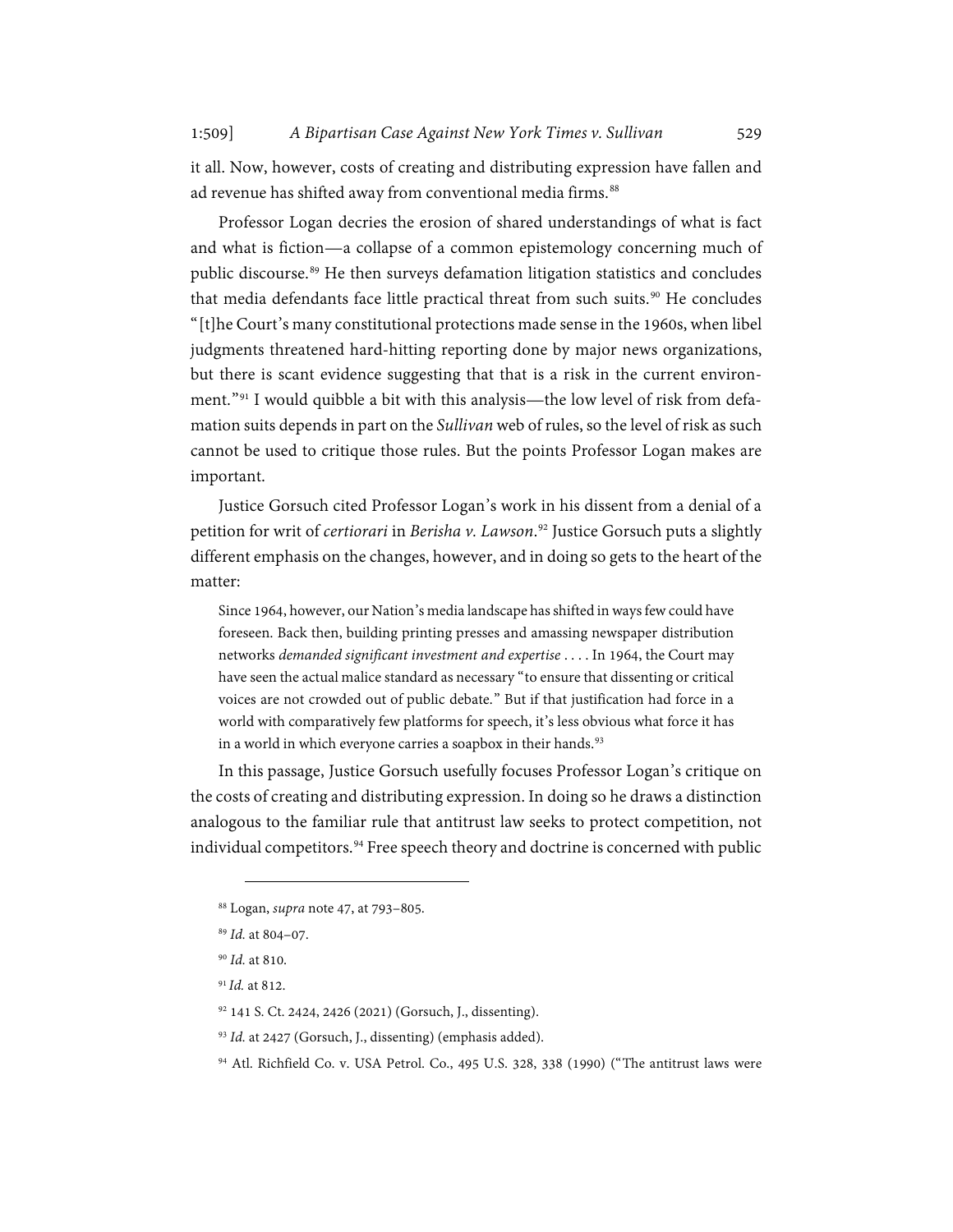it all. Now, however, costs of creating and distributing expression have fallen and ad revenue has shifted away from conventional media firms.[88]

Professor Logan decries the erosion of shared understandings of what is fact and what is fiction—a collapse of a common epistemology concerning much of public discourse.[89] He then surveys defamation litigation statistics and concludes that media defendants face little practical threat from such suits.[90] He concludes "[t]he Court's many constitutional protections made sense in the 1960s, when libel judgments threatened hard-hitting reporting done by major news organizations, but there is scant evidence suggesting that that is a risk in the current environment."[91] I would quibble a bit with this analysis—the low level of risk from defamation suits depends in part on the *Sullivan* web of rules, so the level of risk as such cannot be used to critique those rules. But the points Professor Logan makes are important.

Justice Gorsuch cited Professor Logan's work in his dissent from a denial of a petition for writ of *certiorari* in *Berisha v. Lawson*.[92] Justice Gorsuch puts a slightly different emphasis on the changes, however, and in doing so gets to the heart of the matter:

> Since 1964, however, our Nation's media landscape has shifted in ways few could have foreseen. Back then, building printing presses and amassing newspaper distribution networks *demanded significant investment and expertise* . . . . In 1964, the Court may have seen the actual malice standard as necessary "to ensure that dissenting or critical voices are not crowded out of public debate." But if that justification had force in a world with comparatively few platforms for speech, it's less obvious what force it has in a world in which everyone carries a soapbox in their hands.[93]

In this passage, Justice Gorsuch usefully focuses Professor Logan's critique on the costs of creating and distributing expression. In doing so he draws a distinction analogous to the familiar rule that antitrust law seeks to protect competition, not individual competitors.[94] Free speech theory and doctrine is concerned with public

---

[88] Logan, *supra* note 47, at 793–805.

[89] *Id.* at 804–07.

[90] *Id.* at 810.

[91] *Id.* at 812.

[92] 141 S. Ct. 2424, 2426 (2021) (Gorsuch, J., dissenting).

[93] *Id.* at 2427 (Gorsuch, J., dissenting) (emphasis added).

[94] Atl. Richfield Co. v. USA Petrol. Co., 495 U.S. 328, 338 (1990) ("The antitrust laws were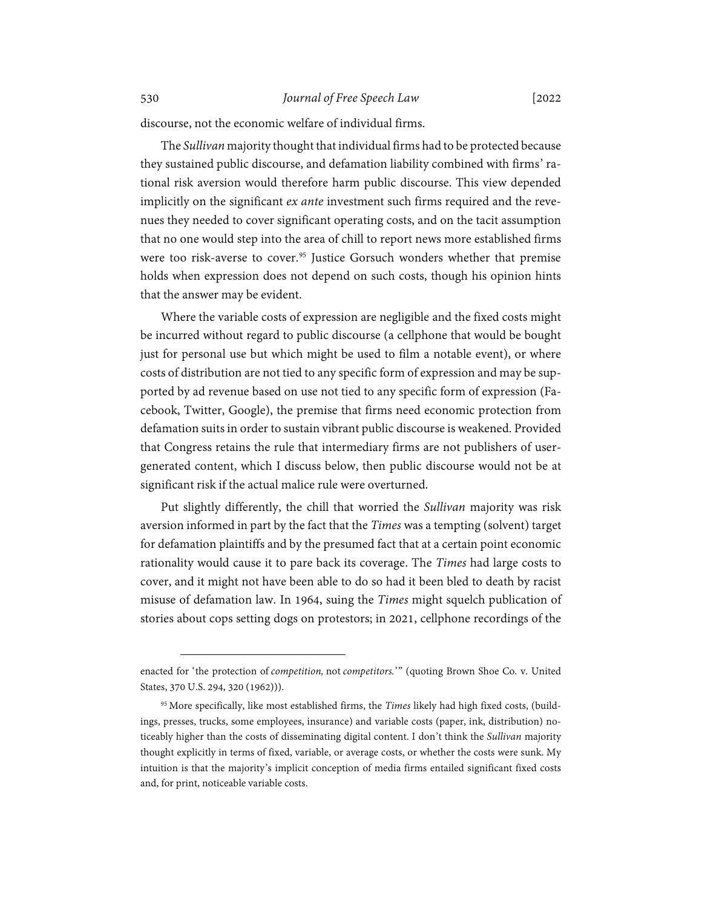discourse, not the economic welfare of individual firms.

The *Sullivan* majority thought that individual firms had to be protected because they sustained public discourse, and defamation liability combined with firms' rational risk aversion would therefore harm public discourse. This view depended implicitly on the significant *ex ante* investment such firms required and the revenues they needed to cover significant operating costs, and on the tacit assumption that no one would step into the area of chill to report news more established firms were too risk-averse to cover.[95] Justice Gorsuch wonders whether that premise holds when expression does not depend on such costs, though his opinion hints that the answer may be evident.

Where the variable costs of expression are negligible and the fixed costs might be incurred without regard to public discourse (a cellphone that would be bought just for personal use but which might be used to film a notable event), or where costs of distribution are not tied to any specific form of expression and may be supported by ad revenue based on use not tied to any specific form of expression (Facebook, Twitter, Google), the premise that firms need economic protection from defamation suits in order to sustain vibrant public discourse is weakened. Provided that Congress retains the rule that intermediary firms are not publishers of user-generated content, which I discuss below, then public discourse would not be at significant risk if the actual malice rule were overturned.

Put slightly differently, the chill that worried the *Sullivan* majority was risk aversion informed in part by the fact that the *Times* was a tempting (solvent) target for defamation plaintiffs and by the presumed fact that at a certain point economic rationality would cause it to pare back its coverage. The *Times* had large costs to cover, and it might not have been able to do so had it been bled to death by racist misuse of defamation law. In 1964, suing the *Times* might squelch publication of stories about cops setting dogs on protestors; in 2021, cellphone recordings of the

---

enacted for 'the protection of *competition,* not *competitors.*'" (quoting Brown Shoe Co. v. United States, 370 U.S. 294, 320 (1962))).

[95] More specifically, like most established firms, the *Times* likely had high fixed costs, (buildings, presses, trucks, some employees, insurance) and variable costs (paper, ink, distribution) noticeably higher than the costs of disseminating digital content. I don't think the *Sullivan* majority thought explicitly in terms of fixed, variable, or average costs, or whether the costs were sunk. My intuition is that the majority's implicit conception of media firms entailed significant fixed costs and, for print, noticeable variable costs.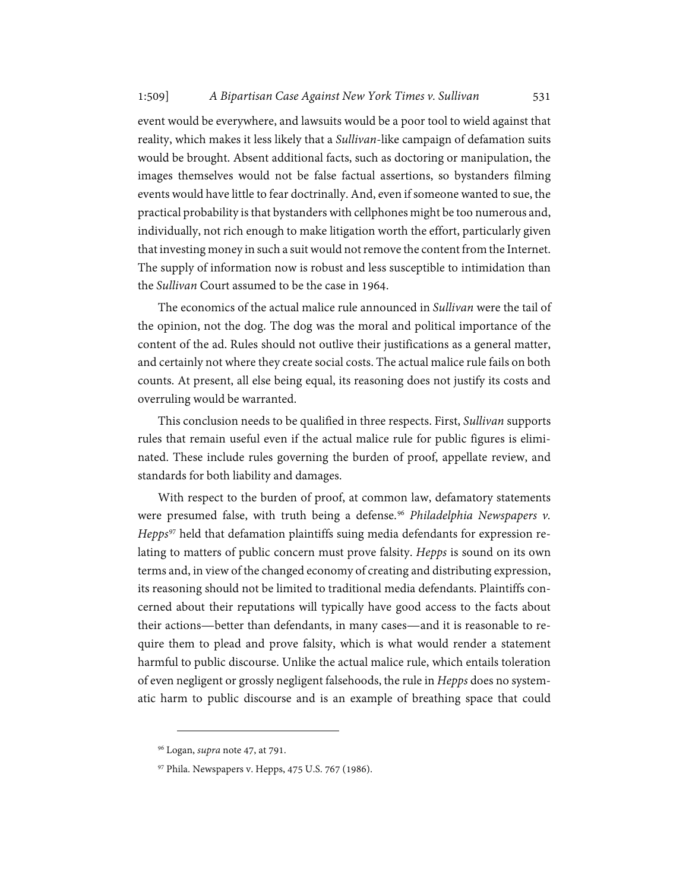event would be everywhere, and lawsuits would be a poor tool to wield against that reality, which makes it less likely that a *Sullivan*-like campaign of defamation suits would be brought. Absent additional facts, such as doctoring or manipulation, the images themselves would not be false factual assertions, so bystanders filming events would have little to fear doctrinally. And, even if someone wanted to sue, the practical probability is that bystanders with cellphones might be too numerous and, individually, not rich enough to make litigation worth the effort, particularly given that investing money in such a suit would not remove the content from the Internet. The supply of information now is robust and less susceptible to intimidation than the *Sullivan* Court assumed to be the case in 1964.

The economics of the actual malice rule announced in *Sullivan* were the tail of the opinion, not the dog. The dog was the moral and political importance of the content of the ad. Rules should not outlive their justifications as a general matter, and certainly not where they create social costs. The actual malice rule fails on both counts. At present, all else being equal, its reasoning does not justify its costs and overruling would be warranted.

This conclusion needs to be qualified in three respects. First, *Sullivan* supports rules that remain useful even if the actual malice rule for public figures is eliminated. These include rules governing the burden of proof, appellate review, and standards for both liability and damages.

With respect to the burden of proof, at common law, defamatory statements were presumed false, with truth being a defense.[96] *Philadelphia Newspapers v. Hepps*[97] held that defamation plaintiffs suing media defendants for expression relating to matters of public concern must prove falsity. *Hepps* is sound on its own terms and, in view of the changed economy of creating and distributing expression, its reasoning should not be limited to traditional media defendants. Plaintiffs concerned about their reputations will typically have good access to the facts about their actions—better than defendants, in many cases—and it is reasonable to require them to plead and prove falsity, which is what would render a statement harmful to public discourse. Unlike the actual malice rule, which entails toleration of even negligent or grossly negligent falsehoods, the rule in *Hepps* does no systematic harm to public discourse and is an example of breathing space that could

---

[96] Logan, *supra* note 47, at 791.

[97] Phila. Newspapers v. Hepps, 475 U.S. 767 (1986).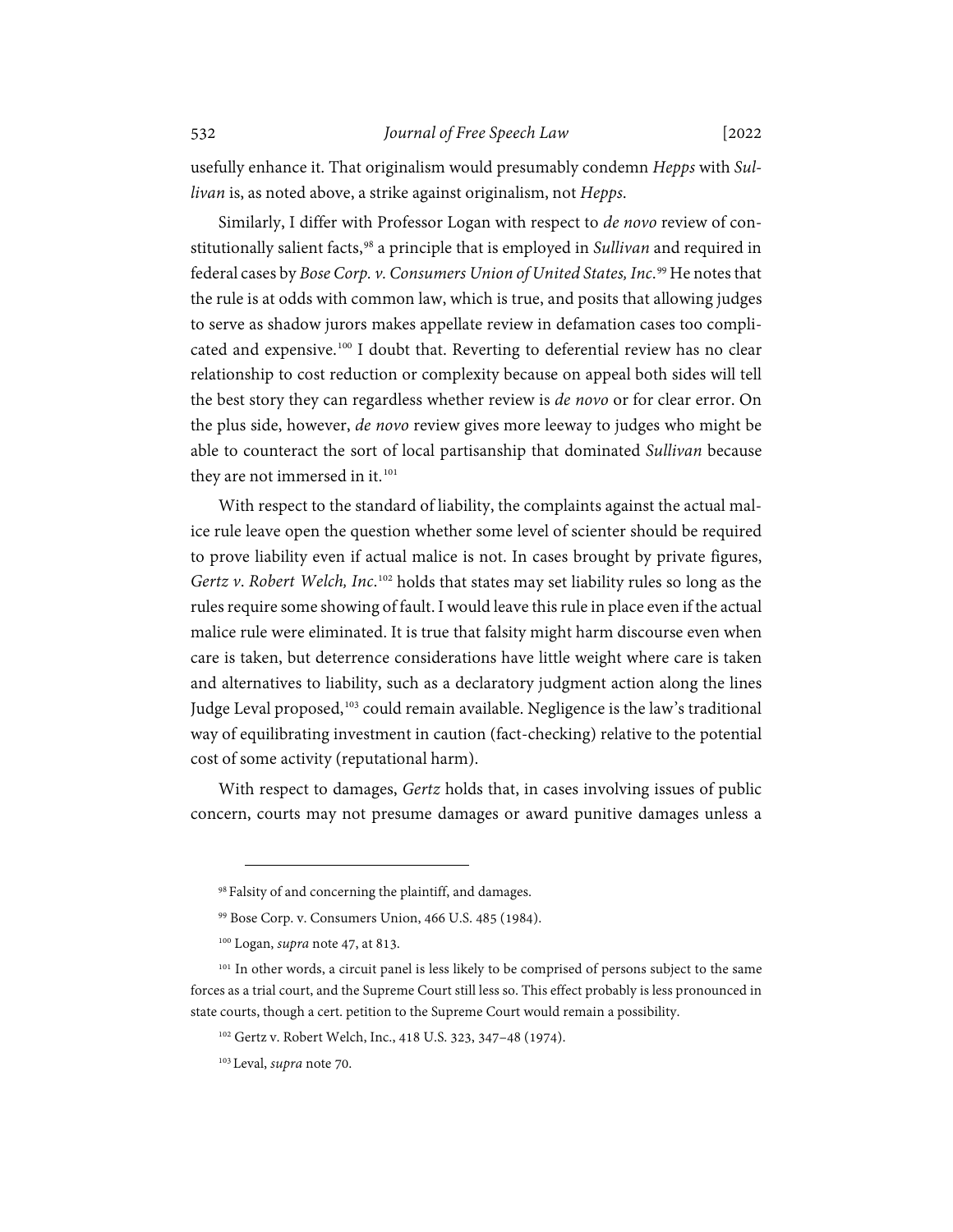usefully enhance it. That originalism would presumably condemn *Hepps* with *Sullivan* is, as noted above, a strike against originalism, not *Hepps*.

Similarly, I differ with Professor Logan with respect to *de novo* review of constitutionally salient facts,[98] a principle that is employed in *Sullivan* and required in federal cases by *Bose Corp. v. Consumers Union of United States, Inc*.[99] He notes that the rule is at odds with common law, which is true, and posits that allowing judges to serve as shadow jurors makes appellate review in defamation cases too complicated and expensive.[100] I doubt that. Reverting to deferential review has no clear relationship to cost reduction or complexity because on appeal both sides will tell the best story they can regardless whether review is *de novo* or for clear error. On the plus side, however, *de novo* review gives more leeway to judges who might be able to counteract the sort of local partisanship that dominated *Sullivan* because they are not immersed in it.[101]

With respect to the standard of liability, the complaints against the actual malice rule leave open the question whether some level of scienter should be required to prove liability even if actual malice is not. In cases brought by private figures, *Gertz v. Robert Welch, Inc*.[102] holds that states may set liability rules so long as the rules require some showing of fault. I would leave this rule in place even if the actual malice rule were eliminated. It is true that falsity might harm discourse even when care is taken, but deterrence considerations have little weight where care is taken and alternatives to liability, such as a declaratory judgment action along the lines Judge Leval proposed,[103] could remain available. Negligence is the law's traditional way of equilibrating investment in caution (fact-checking) relative to the potential cost of some activity (reputational harm).

With respect to damages, *Gertz* holds that, in cases involving issues of public concern, courts may not presume damages or award punitive damages unless a

---

[98] Falsity of and concerning the plaintiff, and damages.

[99] Bose Corp. v. Consumers Union, 466 U.S. 485 (1984).

[100] Logan, *supra* note 47, at 813.

[101] In other words, a circuit panel is less likely to be comprised of persons subject to the same forces as a trial court, and the Supreme Court still less so. This effect probably is less pronounced in state courts, though a cert. petition to the Supreme Court would remain a possibility.

[102] Gertz v. Robert Welch, Inc., 418 U.S. 323, 347–48 (1974).

[103] Leval, *supra* note 70.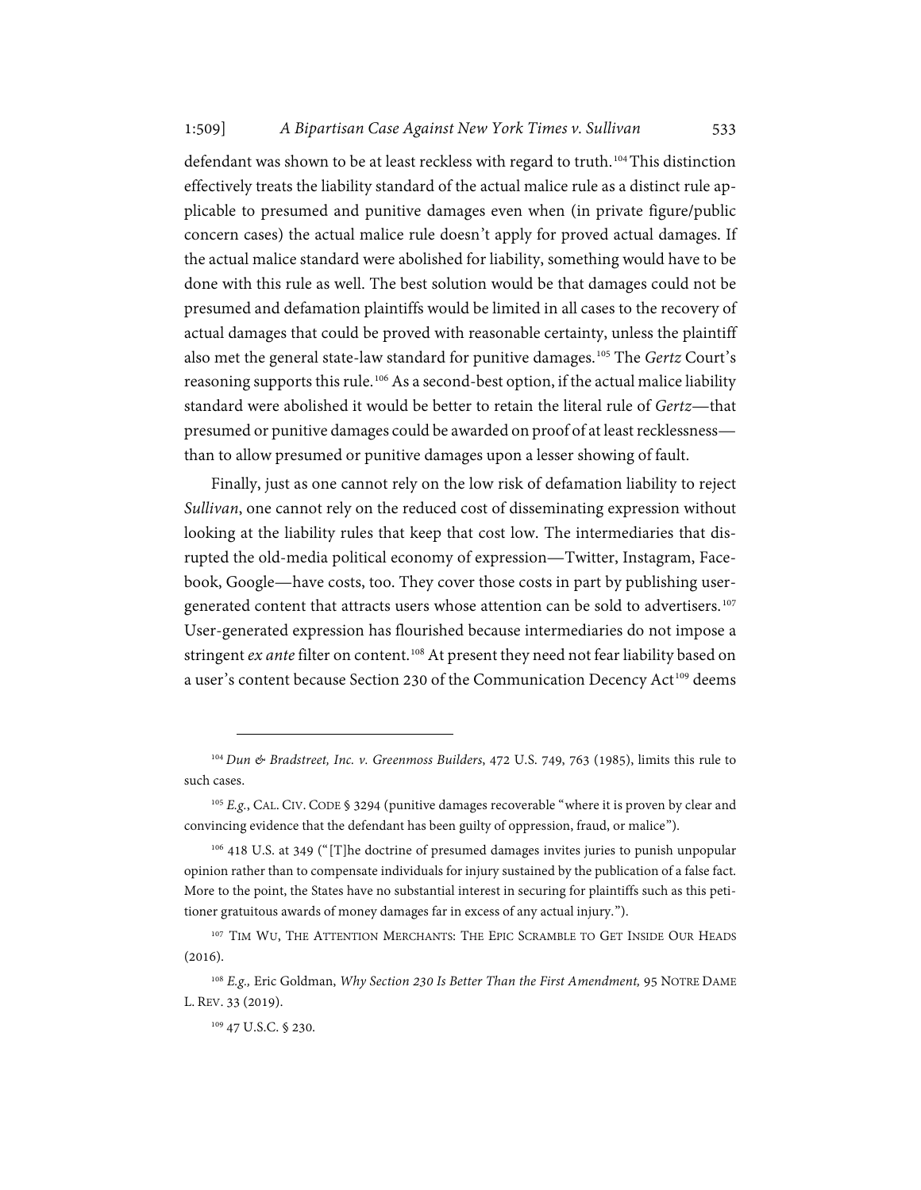defendant was shown to be at least reckless with regard to truth.[104] This distinction effectively treats the liability standard of the actual malice rule as a distinct rule applicable to presumed and punitive damages even when (in private figure/public concern cases) the actual malice rule doesn't apply for proved actual damages. If the actual malice standard were abolished for liability, something would have to be done with this rule as well. The best solution would be that damages could not be presumed and defamation plaintiffs would be limited in all cases to the recovery of actual damages that could be proved with reasonable certainty, unless the plaintiff also met the general state-law standard for punitive damages.[105] The *Gertz* Court's reasoning supports this rule.[106] As a second-best option, if the actual malice liability standard were abolished it would be better to retain the literal rule of *Gertz*—that presumed or punitive damages could be awarded on proof of at least recklessness—than to allow presumed or punitive damages upon a lesser showing of fault.

Finally, just as one cannot rely on the low risk of defamation liability to reject *Sullivan*, one cannot rely on the reduced cost of disseminating expression without looking at the liability rules that keep that cost low. The intermediaries that disrupted the old-media political economy of expression—Twitter, Instagram, Facebook, Google—have costs, too. They cover those costs in part by publishing user-generated content that attracts users whose attention can be sold to advertisers.[107] User-generated expression has flourished because intermediaries do not impose a stringent *ex ante* filter on content.[108] At present they need not fear liability based on a user's content because Section 230 of the Communication Decency Act[109] deems

---

[104] *Dun & Bradstreet, Inc. v. Greenmoss Builders*, 472 U.S. 749, 763 (1985), limits this rule to such cases.

[105] *E.g.*, CAL. CIV. CODE § 3294 (punitive damages recoverable "where it is proven by clear and convincing evidence that the defendant has been guilty of oppression, fraud, or malice").

[106] 418 U.S. at 349 ("[T]he doctrine of presumed damages invites juries to punish unpopular opinion rather than to compensate individuals for injury sustained by the publication of a false fact. More to the point, the States have no substantial interest in securing for plaintiffs such as this petitioner gratuitous awards of money damages far in excess of any actual injury.").

[107] TIM WU, THE ATTENTION MERCHANTS: THE EPIC SCRAMBLE TO GET INSIDE OUR HEADS (2016).

[108] *E.g.,* Eric Goldman, *Why Section 230 Is Better Than the First Amendment,* 95 NOTRE DAME L. REV. 33 (2019).

[109] 47 U.S.C. § 230.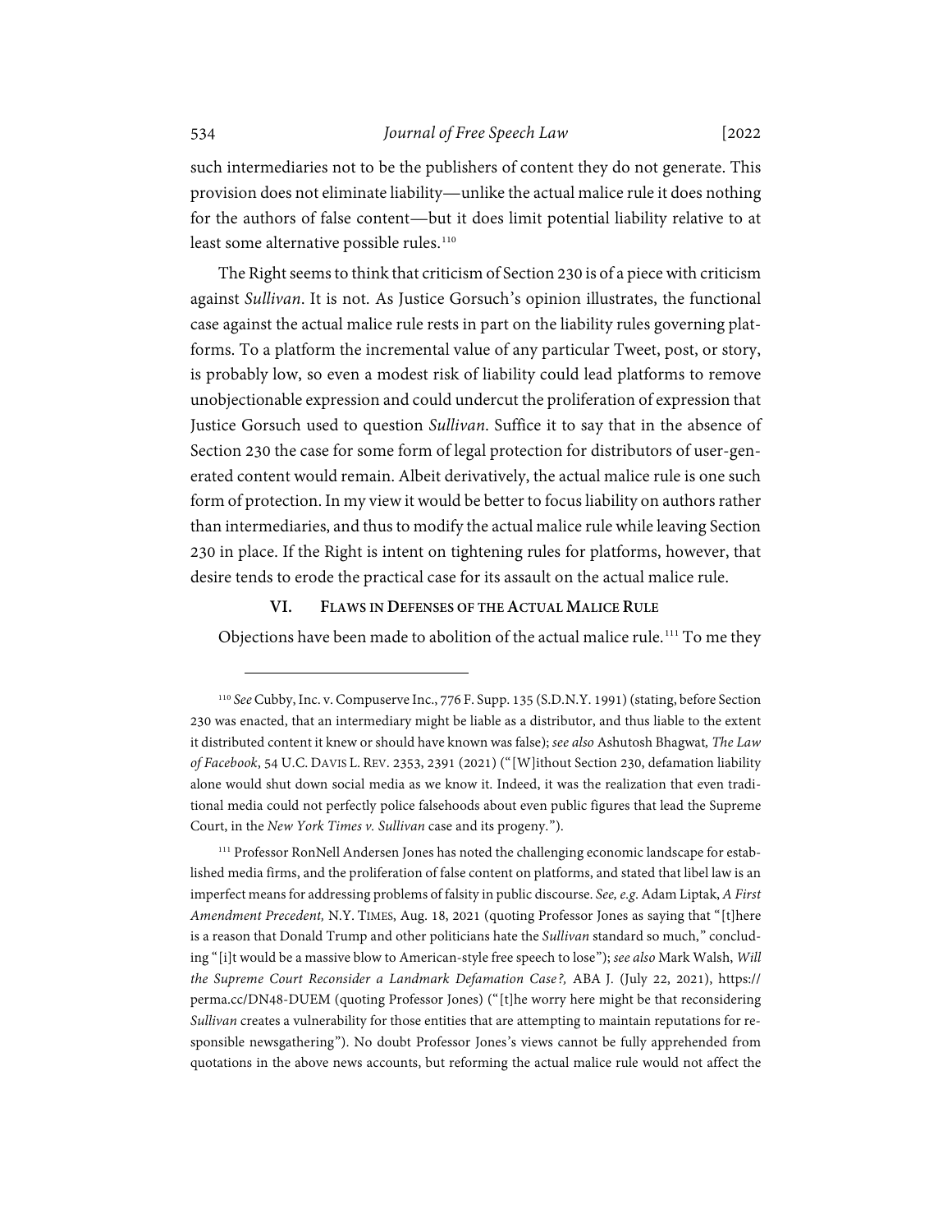such intermediaries not to be the publishers of content they do not generate. This provision does not eliminate liability—unlike the actual malice rule it does nothing for the authors of false content—but it does limit potential liability relative to at least some alternative possible rules.[110]

The Right seems to think that criticism of Section 230 is of a piece with criticism against *Sullivan*. It is not. As Justice Gorsuch's opinion illustrates, the functional case against the actual malice rule rests in part on the liability rules governing platforms. To a platform the incremental value of any particular Tweet, post, or story, is probably low, so even a modest risk of liability could lead platforms to remove unobjectionable expression and could undercut the proliferation of expression that Justice Gorsuch used to question *Sullivan*. Suffice it to say that in the absence of Section 230 the case for some form of legal protection for distributors of user-generated content would remain. Albeit derivatively, the actual malice rule is one such form of protection. In my view it would be better to focus liability on authors rather than intermediaries, and thus to modify the actual malice rule while leaving Section 230 in place. If the Right is intent on tightening rules for platforms, however, that desire tends to erode the practical case for its assault on the actual malice rule.

## VI. Flaws in Defenses of the Actual Malice Rule

Objections have been made to abolition of the actual malice rule.[111] To me they

---

[110] *See* Cubby, Inc. v. Compuserve Inc., 776 F. Supp. 135 (S.D.N.Y. 1991) (stating, before Section 230 was enacted, that an intermediary might be liable as a distributor, and thus liable to the extent it distributed content it knew or should have known was false); *see also* Ashutosh Bhagwat, *The Law of Facebook*, 54 U.C. Davis L. Rev. 2353, 2391 (2021) ("[W]ithout Section 230, defamation liability alone would shut down social media as we know it. Indeed, it was the realization that even traditional media could not perfectly police falsehoods about even public figures that lead the Supreme Court, in the *New York Times v. Sullivan* case and its progeny.").

[111] Professor RonNell Andersen Jones has noted the challenging economic landscape for established media firms, and the proliferation of false content on platforms, and stated that libel law is an imperfect means for addressing problems of falsity in public discourse. *See, e.g.* Adam Liptak, *A First Amendment Precedent,* N.Y. Times, Aug. 18, 2021 (quoting Professor Jones as saying that "[t]here is a reason that Donald Trump and other politicians hate the *Sullivan* standard so much," concluding "[i]t would be a massive blow to American-style free speech to lose"); *see also* Mark Walsh, *Will the Supreme Court Reconsider a Landmark Defamation Case?,* ABA J. (July 22, 2021), https://perma.cc/DN48-DUEM (quoting Professor Jones) ("[t]he worry here might be that reconsidering *Sullivan* creates a vulnerability for those entities that are attempting to maintain reputations for responsible newsgathering"). No doubt Professor Jones's views cannot be fully apprehended from quotations in the above news accounts, but reforming the actual malice rule would not affect the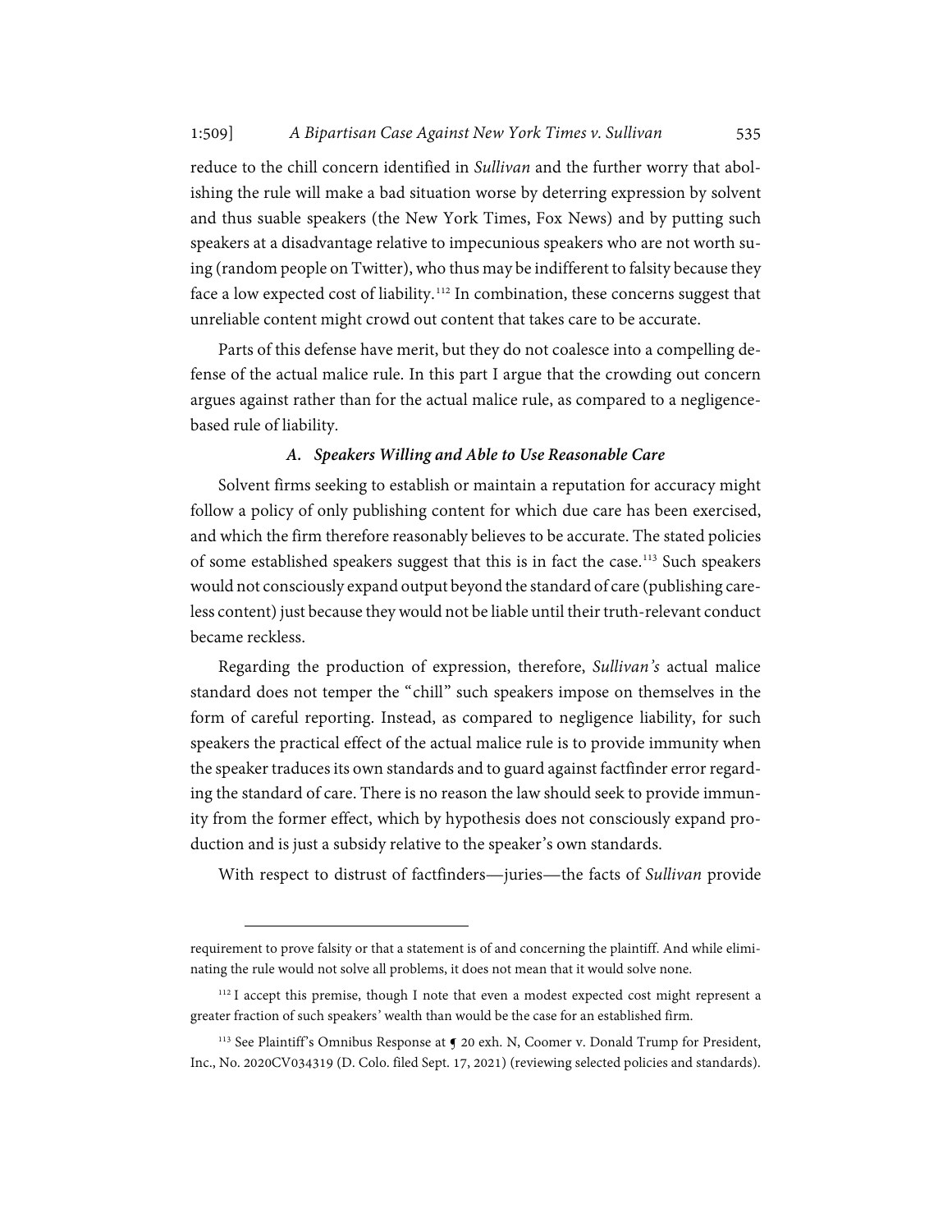reduce to the chill concern identified in *Sullivan* and the further worry that abolishing the rule will make a bad situation worse by deterring expression by solvent and thus suable speakers (the New York Times, Fox News) and by putting such speakers at a disadvantage relative to impecunious speakers who are not worth suing (random people on Twitter), who thus may be indifferent to falsity because they face a low expected cost of liability.[112] In combination, these concerns suggest that unreliable content might crowd out content that takes care to be accurate.

Parts of this defense have merit, but they do not coalesce into a compelling defense of the actual malice rule. In this part I argue that the crowding out concern argues against rather than for the actual malice rule, as compared to a negligence-based rule of liability.

### *A. Speakers Willing and Able to Use Reasonable Care*

Solvent firms seeking to establish or maintain a reputation for accuracy might follow a policy of only publishing content for which due care has been exercised, and which the firm therefore reasonably believes to be accurate. The stated policies of some established speakers suggest that this is in fact the case.[113] Such speakers would not consciously expand output beyond the standard of care (publishing careless content) just because they would not be liable until their truth-relevant conduct became reckless.

Regarding the production of expression, therefore, *Sullivan's* actual malice standard does not temper the "chill" such speakers impose on themselves in the form of careful reporting. Instead, as compared to negligence liability, for such speakers the practical effect of the actual malice rule is to provide immunity when the speaker traduces its own standards and to guard against factfinder error regarding the standard of care. There is no reason the law should seek to provide immunity from the former effect, which by hypothesis does not consciously expand production and is just a subsidy relative to the speaker's own standards.

With respect to distrust of factfinders—juries—the facts of *Sullivan* provide

---

requirement to prove falsity or that a statement is of and concerning the plaintiff. And while eliminating the rule would not solve all problems, it does not mean that it would solve none.

[112] I accept this premise, though I note that even a modest expected cost might represent a greater fraction of such speakers' wealth than would be the case for an established firm.

[113] See Plaintiff's Omnibus Response at ¶ 20 exh. N, Coomer v. Donald Trump for President, Inc., No. 2020CV034319 (D. Colo. filed Sept. 17, 2021) (reviewing selected policies and standards).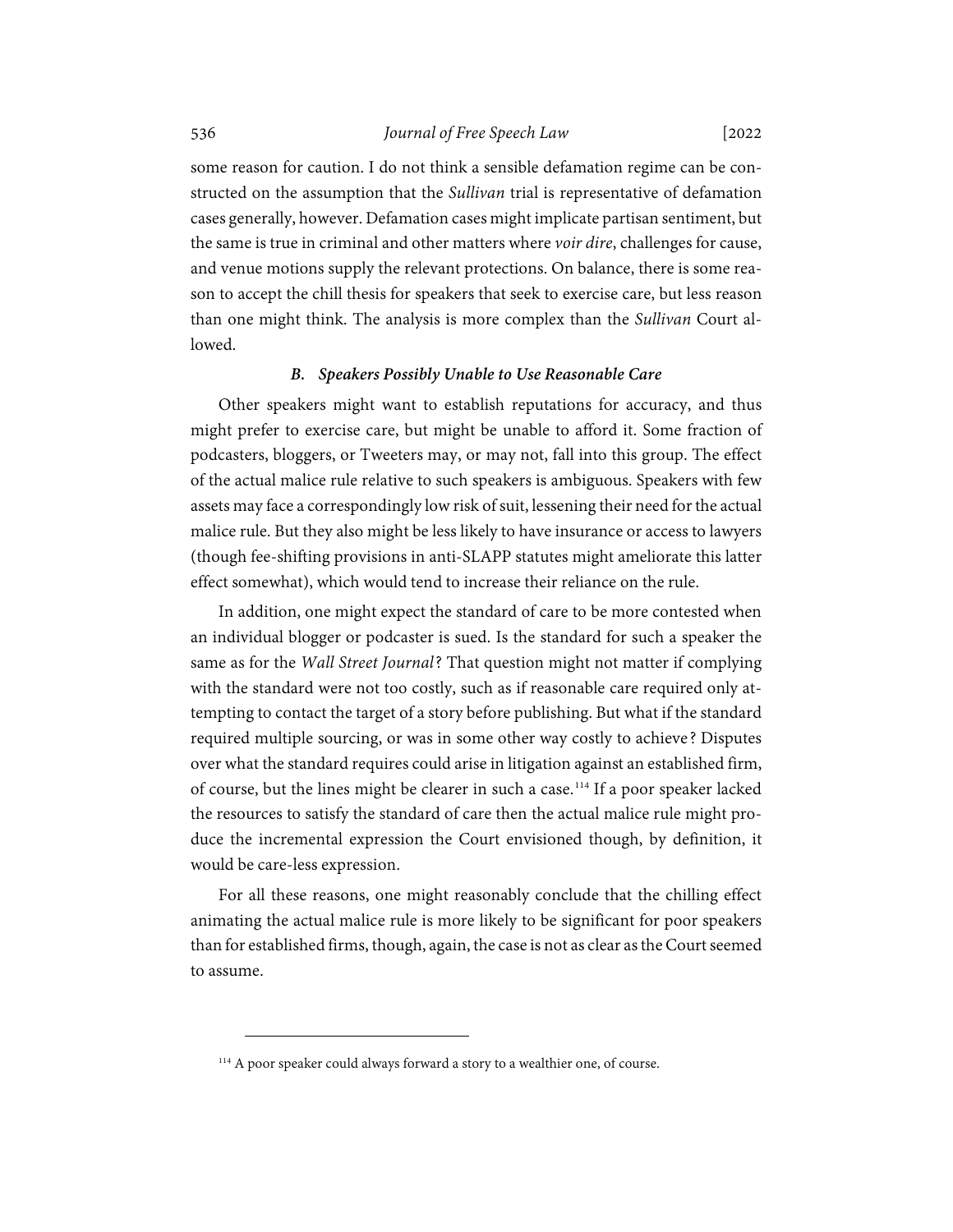some reason for caution. I do not think a sensible defamation regime can be constructed on the assumption that the *Sullivan* trial is representative of defamation cases generally, however. Defamation cases might implicate partisan sentiment, but the same is true in criminal and other matters where *voir dire*, challenges for cause, and venue motions supply the relevant protections. On balance, there is some reason to accept the chill thesis for speakers that seek to exercise care, but less reason than one might think. The analysis is more complex than the *Sullivan* Court allowed.

### *B. Speakers Possibly Unable to Use Reasonable Care*

Other speakers might want to establish reputations for accuracy, and thus might prefer to exercise care, but might be unable to afford it. Some fraction of podcasters, bloggers, or Tweeters may, or may not, fall into this group. The effect of the actual malice rule relative to such speakers is ambiguous. Speakers with few assets may face a correspondingly low risk of suit, lessening their need for the actual malice rule. But they also might be less likely to have insurance or access to lawyers (though fee-shifting provisions in anti-SLAPP statutes might ameliorate this latter effect somewhat), which would tend to increase their reliance on the rule.

In addition, one might expect the standard of care to be more contested when an individual blogger or podcaster is sued. Is the standard for such a speaker the same as for the *Wall Street Journal*? That question might not matter if complying with the standard were not too costly, such as if reasonable care required only attempting to contact the target of a story before publishing. But what if the standard required multiple sourcing, or was in some other way costly to achieve? Disputes over what the standard requires could arise in litigation against an established firm, of course, but the lines might be clearer in such a case.[114] If a poor speaker lacked the resources to satisfy the standard of care then the actual malice rule might produce the incremental expression the Court envisioned though, by definition, it would be care-less expression.

For all these reasons, one might reasonably conclude that the chilling effect animating the actual malice rule is more likely to be significant for poor speakers than for established firms, though, again, the case is not as clear as the Court seemed to assume.

---

[114] A poor speaker could always forward a story to a wealthier one, of course.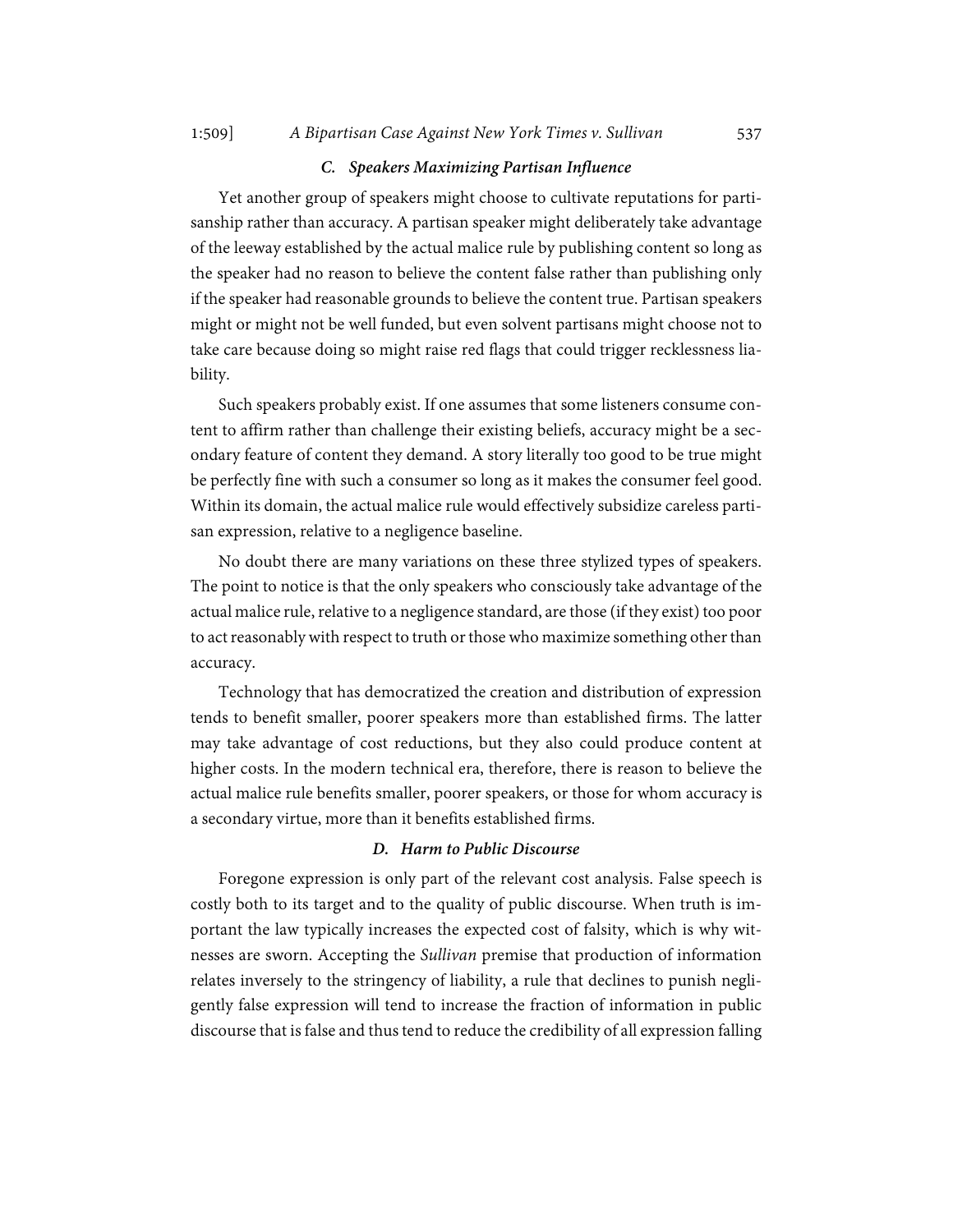### *C. Speakers Maximizing Partisan Influence*

Yet another group of speakers might choose to cultivate reputations for partisanship rather than accuracy. A partisan speaker might deliberately take advantage of the leeway established by the actual malice rule by publishing content so long as the speaker had no reason to believe the content false rather than publishing only if the speaker had reasonable grounds to believe the content true. Partisan speakers might or might not be well funded, but even solvent partisans might choose not to take care because doing so might raise red flags that could trigger recklessness liability.

Such speakers probably exist. If one assumes that some listeners consume content to affirm rather than challenge their existing beliefs, accuracy might be a secondary feature of content they demand. A story literally too good to be true might be perfectly fine with such a consumer so long as it makes the consumer feel good. Within its domain, the actual malice rule would effectively subsidize careless partisan expression, relative to a negligence baseline.

No doubt there are many variations on these three stylized types of speakers. The point to notice is that the only speakers who consciously take advantage of the actual malice rule, relative to a negligence standard, are those (if they exist) too poor to act reasonably with respect to truth or those who maximize something other than accuracy.

Technology that has democratized the creation and distribution of expression tends to benefit smaller, poorer speakers more than established firms. The latter may take advantage of cost reductions, but they also could produce content at higher costs. In the modern technical era, therefore, there is reason to believe the actual malice rule benefits smaller, poorer speakers, or those for whom accuracy is a secondary virtue, more than it benefits established firms.

### *D. Harm to Public Discourse*

Foregone expression is only part of the relevant cost analysis. False speech is costly both to its target and to the quality of public discourse. When truth is important the law typically increases the expected cost of falsity, which is why witnesses are sworn. Accepting the *Sullivan* premise that production of information relates inversely to the stringency of liability, a rule that declines to punish negligently false expression will tend to increase the fraction of information in public discourse that is false and thus tend to reduce the credibility of all expression falling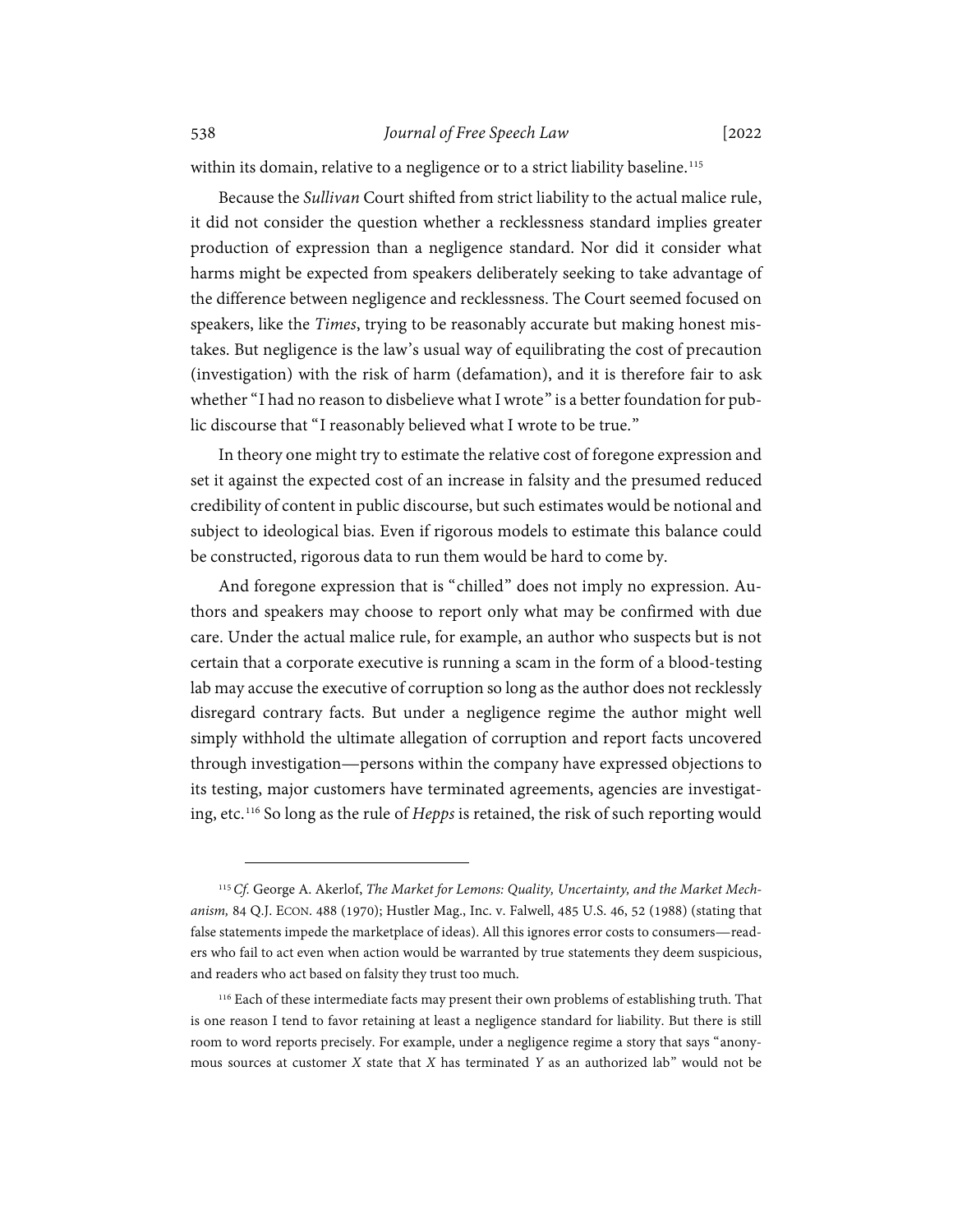within its domain, relative to a negligence or to a strict liability baseline.[115]

Because the *Sullivan* Court shifted from strict liability to the actual malice rule, it did not consider the question whether a recklessness standard implies greater production of expression than a negligence standard. Nor did it consider what harms might be expected from speakers deliberately seeking to take advantage of the difference between negligence and recklessness. The Court seemed focused on speakers, like the *Times*, trying to be reasonably accurate but making honest mistakes. But negligence is the law's usual way of equilibrating the cost of precaution (investigation) with the risk of harm (defamation), and it is therefore fair to ask whether "I had no reason to disbelieve what I wrote" is a better foundation for public discourse that "I reasonably believed what I wrote to be true."

In theory one might try to estimate the relative cost of foregone expression and set it against the expected cost of an increase in falsity and the presumed reduced credibility of content in public discourse, but such estimates would be notional and subject to ideological bias. Even if rigorous models to estimate this balance could be constructed, rigorous data to run them would be hard to come by.

And foregone expression that is "chilled" does not imply no expression. Authors and speakers may choose to report only what may be confirmed with due care. Under the actual malice rule, for example, an author who suspects but is not certain that a corporate executive is running a scam in the form of a blood-testing lab may accuse the executive of corruption so long as the author does not recklessly disregard contrary facts. But under a negligence regime the author might well simply withhold the ultimate allegation of corruption and report facts uncovered through investigation—persons within the company have expressed objections to its testing, major customers have terminated agreements, agencies are investigating, etc.[116] So long as the rule of *Hepps* is retained, the risk of such reporting would

---

[115] *Cf.* George A. Akerlof, *The Market for Lemons: Quality, Uncertainty, and the Market Mechanism,* 84 Q.J. ECON. 488 (1970); Hustler Mag., Inc. v. Falwell, 485 U.S. 46, 52 (1988) (stating that false statements impede the marketplace of ideas). All this ignores error costs to consumers—readers who fail to act even when action would be warranted by true statements they deem suspicious, and readers who act based on falsity they trust too much.

[116] Each of these intermediate facts may present their own problems of establishing truth. That is one reason I tend to favor retaining at least a negligence standard for liability. But there is still room to word reports precisely. For example, under a negligence regime a story that says "anonymous sources at customer *X* state that *X* has terminated *Y* as an authorized lab" would not be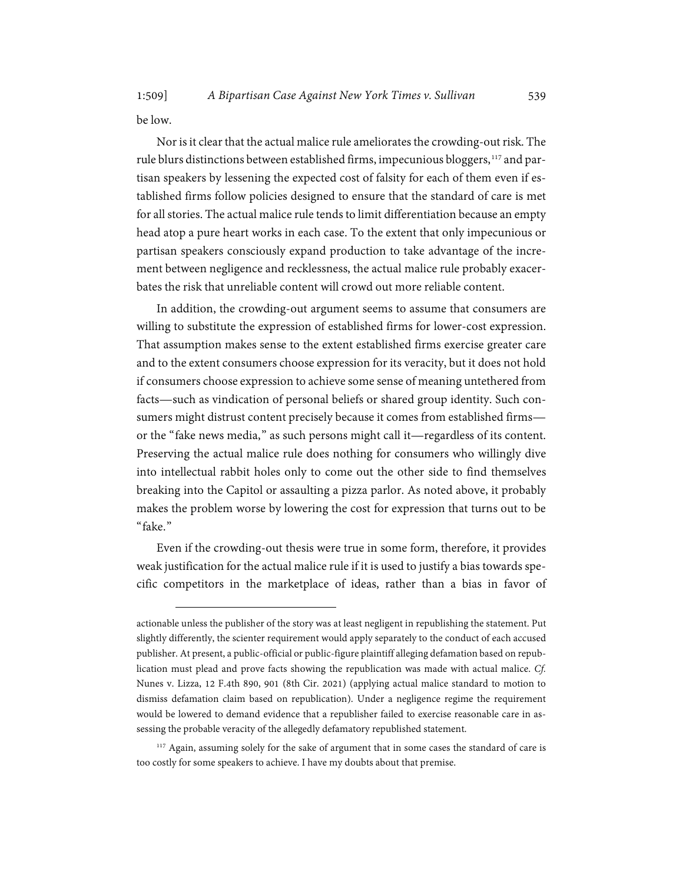be low.

Nor is it clear that the actual malice rule ameliorates the crowding-out risk. The rule blurs distinctions between established firms, impecunious bloggers,[117] and partisan speakers by lessening the expected cost of falsity for each of them even if established firms follow policies designed to ensure that the standard of care is met for all stories. The actual malice rule tends to limit differentiation because an empty head atop a pure heart works in each case. To the extent that only impecunious or partisan speakers consciously expand production to take advantage of the increment between negligence and recklessness, the actual malice rule probably exacerbates the risk that unreliable content will crowd out more reliable content.

In addition, the crowding-out argument seems to assume that consumers are willing to substitute the expression of established firms for lower-cost expression. That assumption makes sense to the extent established firms exercise greater care and to the extent consumers choose expression for its veracity, but it does not hold if consumers choose expression to achieve some sense of meaning untethered from facts—such as vindication of personal beliefs or shared group identity. Such consumers might distrust content precisely because it comes from established firms—or the "fake news media," as such persons might call it—regardless of its content. Preserving the actual malice rule does nothing for consumers who willingly dive into intellectual rabbit holes only to come out the other side to find themselves breaking into the Capitol or assaulting a pizza parlor. As noted above, it probably makes the problem worse by lowering the cost for expression that turns out to be "fake."

Even if the crowding-out thesis were true in some form, therefore, it provides weak justification for the actual malice rule if it is used to justify a bias towards specific competitors in the marketplace of ideas, rather than a bias in favor of

---

actionable unless the publisher of the story was at least negligent in republishing the statement. Put slightly differently, the scienter requirement would apply separately to the conduct of each accused publisher. At present, a public-official or public-figure plaintiff alleging defamation based on republication must plead and prove facts showing the republication was made with actual malice. *Cf.* Nunes v. Lizza, 12 F.4th 890, 901 (8th Cir. 2021) (applying actual malice standard to motion to dismiss defamation claim based on republication). Under a negligence regime the requirement would be lowered to demand evidence that a republisher failed to exercise reasonable care in assessing the probable veracity of the allegedly defamatory republished statement.

[117] Again, assuming solely for the sake of argument that in some cases the standard of care is too costly for some speakers to achieve. I have my doubts about that premise.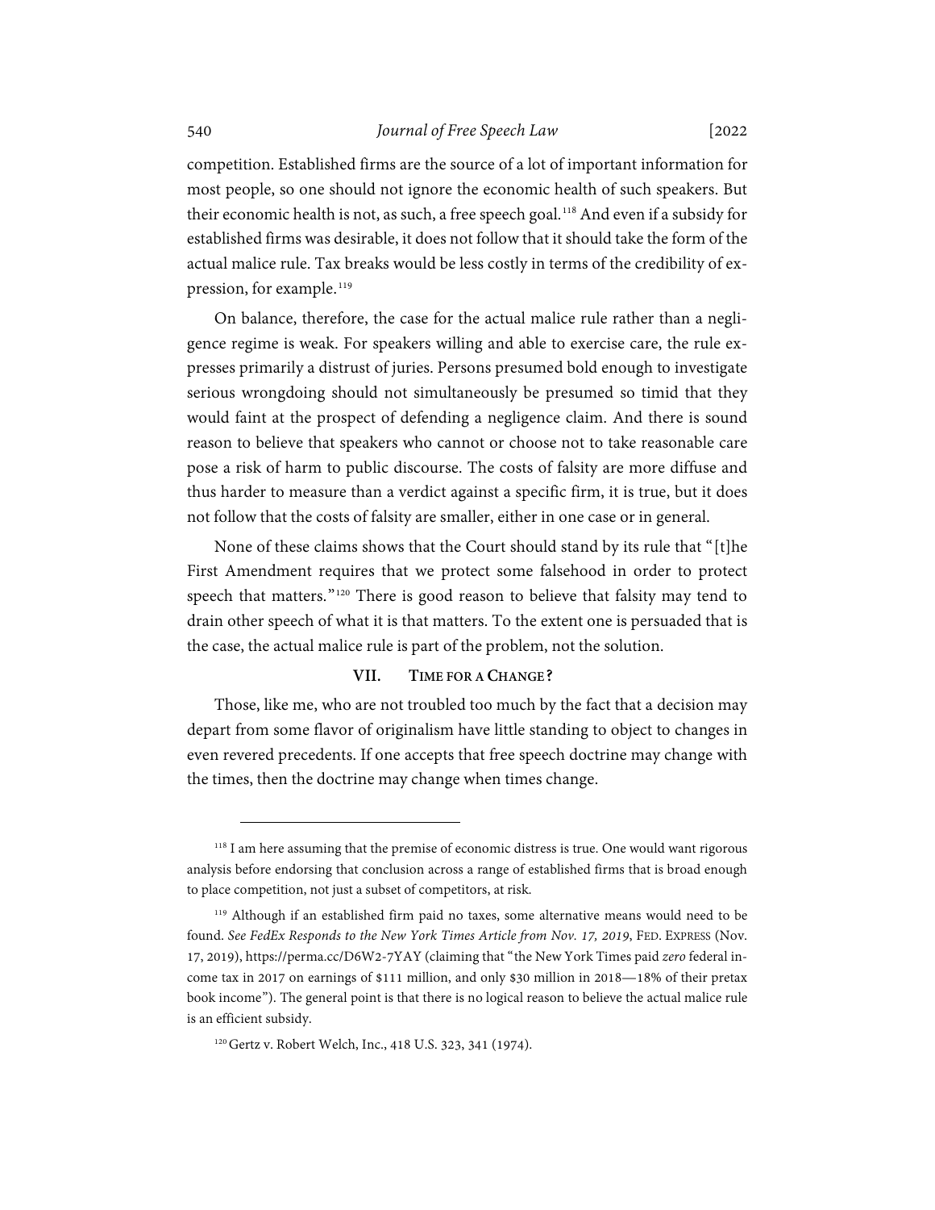competition. Established firms are the source of a lot of important information for most people, so one should not ignore the economic health of such speakers. But their economic health is not, as such, a free speech goal.[118] And even if a subsidy for established firms was desirable, it does not follow that it should take the form of the actual malice rule. Tax breaks would be less costly in terms of the credibility of expression, for example.[119]

On balance, therefore, the case for the actual malice rule rather than a negligence regime is weak. For speakers willing and able to exercise care, the rule expresses primarily a distrust of juries. Persons presumed bold enough to investigate serious wrongdoing should not simultaneously be presumed so timid that they would faint at the prospect of defending a negligence claim. And there is sound reason to believe that speakers who cannot or choose not to take reasonable care pose a risk of harm to public discourse. The costs of falsity are more diffuse and thus harder to measure than a verdict against a specific firm, it is true, but it does not follow that the costs of falsity are smaller, either in one case or in general.

None of these claims shows that the Court should stand by its rule that "[t]he First Amendment requires that we protect some falsehood in order to protect speech that matters."[120] There is good reason to believe that falsity may tend to drain other speech of what it is that matters. To the extent one is persuaded that is the case, the actual malice rule is part of the problem, not the solution.

## VII. TIME FOR A CHANGE?

Those, like me, who are not troubled too much by the fact that a decision may depart from some flavor of originalism have little standing to object to changes in even revered precedents. If one accepts that free speech doctrine may change with the times, then the doctrine may change when times change.

---

[118] I am here assuming that the premise of economic distress is true. One would want rigorous analysis before endorsing that conclusion across a range of established firms that is broad enough to place competition, not just a subset of competitors, at risk.

[119] Although if an established firm paid no taxes, some alternative means would need to be found. *See FedEx Responds to the New York Times Article from Nov. 17, 2019*, FED. EXPRESS (Nov. 17, 2019), https://perma.cc/D6W2-7YAY (claiming that "the New York Times paid *zero* federal income tax in 2017 on earnings of $111 million, and only $30 million in 2018—18% of their pretax book income"). The general point is that there is no logical reason to believe the actual malice rule is an efficient subsidy.

[120] Gertz v. Robert Welch, Inc., 418 U.S. 323, 341 (1974).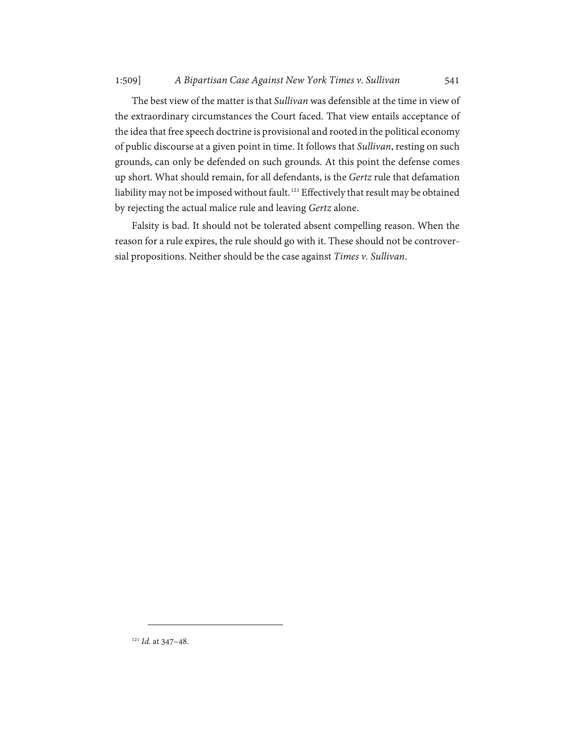The best view of the matter is that *Sullivan* was defensible at the time in view of the extraordinary circumstances the Court faced. That view entails acceptance of the idea that free speech doctrine is provisional and rooted in the political economy of public discourse at a given point in time. It follows that *Sullivan*, resting on such grounds, can only be defended on such grounds. At this point the defense comes up short. What should remain, for all defendants, is the *Gertz* rule that defamation liability may not be imposed without fault.[121] Effectively that result may be obtained by rejecting the actual malice rule and leaving *Gertz* alone.

Falsity is bad. It should not be tolerated absent compelling reason. When the reason for a rule expires, the rule should go with it. These should not be controversial propositions. Neither should be the case against *Times v. Sullivan*.

---

[121] *Id.* at 347–48.